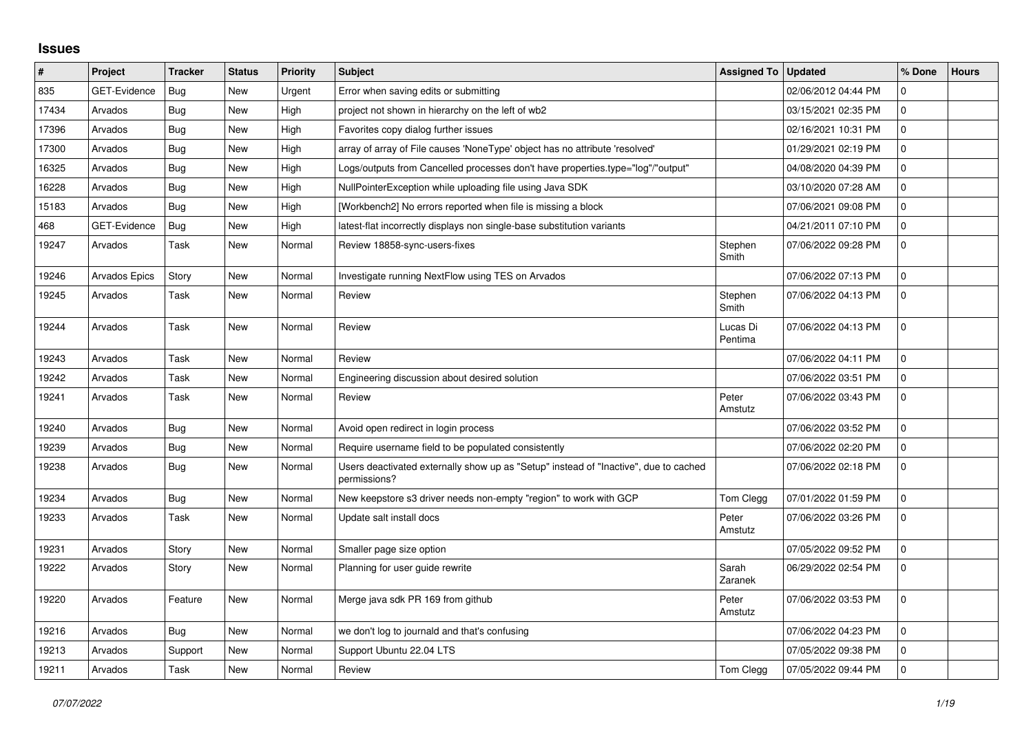# Issues

| # | Project | Tracker | Status | Priority | Subject | Assigned To | Updated | % Done | Hours |
|---|---|---|---|---|---|---|---|---|---|
| 835 | GET-Evidence | Bug | New | Urgent | Error when saving edits or submitting | | 02/06/2012 04:44 PM | 0 | |
| 17434 | Arvados | Bug | New | High | project not shown in hierarchy on the left of wb2 | | 03/15/2021 02:35 PM | 0 | |
| 17396 | Arvados | Bug | New | High | Favorites copy dialog further issues | | 02/16/2021 10:31 PM | 0 | |
| 17300 | Arvados | Bug | New | High | array of array of File causes 'NoneType' object has no attribute 'resolved' | | 01/29/2021 02:19 PM | 0 | |
| 16325 | Arvados | Bug | New | High | Logs/outputs from Cancelled processes don't have properties.type="log"/"output" | | 04/08/2020 04:39 PM | 0 | |
| 16228 | Arvados | Bug | New | High | NullPointerException while uploading file using Java SDK | | 03/10/2020 07:28 AM | 0 | |
| 15183 | Arvados | Bug | New | High | [Workbench2] No errors reported when file is missing a block | | 07/06/2021 09:08 PM | 0 | |
| 468 | GET-Evidence | Bug | New | High | latest-flat incorrectly displays non single-base substitution variants | | 04/21/2011 07:10 PM | 0 | |
| 19247 | Arvados | Task | New | Normal | Review 18858-sync-users-fixes | Stephen Smith | 07/06/2022 09:28 PM | 0 | |
| 19246 | Arvados Epics | Story | New | Normal | Investigate running NextFlow using TES on Arvados | | 07/06/2022 07:13 PM | 0 | |
| 19245 | Arvados | Task | New | Normal | Review | Stephen Smith | 07/06/2022 04:13 PM | 0 | |
| 19244 | Arvados | Task | New | Normal | Review | Lucas Di Pentima | 07/06/2022 04:13 PM | 0 | |
| 19243 | Arvados | Task | New | Normal | Review | | 07/06/2022 04:11 PM | 0 | |
| 19242 | Arvados | Task | New | Normal | Engineering discussion about desired solution | | 07/06/2022 03:51 PM | 0 | |
| 19241 | Arvados | Task | New | Normal | Review | Peter Amstutz | 07/06/2022 03:43 PM | 0 | |
| 19240 | Arvados | Bug | New | Normal | Avoid open redirect in login process | | 07/06/2022 03:52 PM | 0 | |
| 19239 | Arvados | Bug | New | Normal | Require username field to be populated consistently | | 07/06/2022 02:20 PM | 0 | |
| 19238 | Arvados | Bug | New | Normal | Users deactivated externally show up as "Setup" instead of "Inactive", due to cached permissions? | | 07/06/2022 02:18 PM | 0 | |
| 19234 | Arvados | Bug | New | Normal | New keepstore s3 driver needs non-empty "region" to work with GCP | Tom Clegg | 07/01/2022 01:59 PM | 0 | |
| 19233 | Arvados | Task | New | Normal | Update salt install docs | Peter Amstutz | 07/06/2022 03:26 PM | 0 | |
| 19231 | Arvados | Story | New | Normal | Smaller page size option | | 07/05/2022 09:52 PM | 0 | |
| 19222 | Arvados | Story | New | Normal | Planning for user guide rewrite | Sarah Zaranek | 06/29/2022 02:54 PM | 0 | |
| 19220 | Arvados | Feature | New | Normal | Merge java sdk PR 169 from github | Peter Amstutz | 07/06/2022 03:53 PM | 0 | |
| 19216 | Arvados | Bug | New | Normal | we don't log to journald and that's confusing | | 07/06/2022 04:23 PM | 0 | |
| 19213 | Arvados | Support | New | Normal | Support Ubuntu 22.04 LTS | | 07/05/2022 09:38 PM | 0 | |
| 19211 | Arvados | Task | New | Normal | Review | Tom Clegg | 07/05/2022 09:44 PM | 0 | |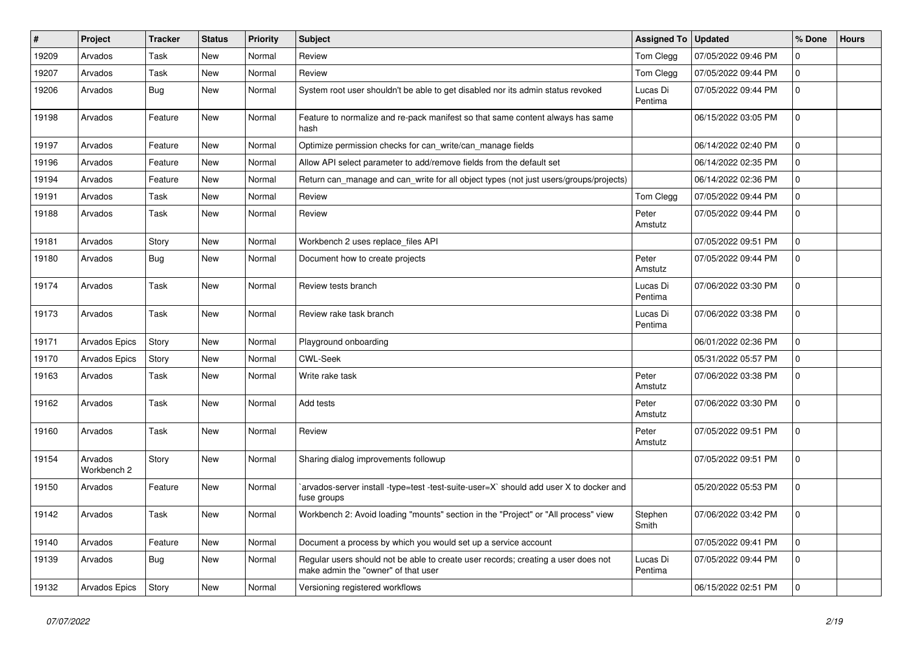| # | Project | Tracker | Status | Priority | Subject | Assigned To | Updated | % Done | Hours |
|---|---|---|---|---|---|---|---|---|---|
| 19209 | Arvados | Task | New | Normal | Review | Tom Clegg | 07/05/2022 09:46 PM | 0 | |
| 19207 | Arvados | Task | New | Normal | Review | Tom Clegg | 07/05/2022 09:44 PM | 0 | |
| 19206 | Arvados | Bug | New | Normal | System root user shouldn't be able to get disabled nor its admin status revoked | Lucas Di Pentima | 07/05/2022 09:44 PM | 0 | |
| 19198 | Arvados | Feature | New | Normal | Feature to normalize and re-pack manifest so that same content always has same hash | | 06/15/2022 03:05 PM | 0 | |
| 19197 | Arvados | Feature | New | Normal | Optimize permission checks for can_write/can_manage fields | | 06/14/2022 02:40 PM | 0 | |
| 19196 | Arvados | Feature | New | Normal | Allow API select parameter to add/remove fields from the default set | | 06/14/2022 02:35 PM | 0 | |
| 19194 | Arvados | Feature | New | Normal | Return can_manage and can_write for all object types (not just users/groups/projects) | | 06/14/2022 02:36 PM | 0 | |
| 19191 | Arvados | Task | New | Normal | Review | Tom Clegg | 07/05/2022 09:44 PM | 0 | |
| 19188 | Arvados | Task | New | Normal | Review | Peter Amstutz | 07/05/2022 09:44 PM | 0 | |
| 19181 | Arvados | Story | New | Normal | Workbench 2 uses replace_files API | | 07/05/2022 09:51 PM | 0 | |
| 19180 | Arvados | Bug | New | Normal | Document how to create projects | Peter Amstutz | 07/05/2022 09:44 PM | 0 | |
| 19174 | Arvados | Task | New | Normal | Review tests branch | Lucas Di Pentima | 07/06/2022 03:30 PM | 0 | |
| 19173 | Arvados | Task | New | Normal | Review rake task branch | Lucas Di Pentima | 07/06/2022 03:38 PM | 0 | |
| 19171 | Arvados Epics | Story | New | Normal | Playground onboarding | | 06/01/2022 02:36 PM | 0 | |
| 19170 | Arvados Epics | Story | New | Normal | CWL-Seek | | 05/31/2022 05:57 PM | 0 | |
| 19163 | Arvados | Task | New | Normal | Write rake task | Peter Amstutz | 07/06/2022 03:38 PM | 0 | |
| 19162 | Arvados | Task | New | Normal | Add tests | Peter Amstutz | 07/06/2022 03:30 PM | 0 | |
| 19160 | Arvados | Task | New | Normal | Review | Peter Amstutz | 07/05/2022 09:51 PM | 0 | |
| 19154 | Arvados Workbench 2 | Story | New | Normal | Sharing dialog improvements followup | | 07/05/2022 09:51 PM | 0 | |
| 19150 | Arvados | Feature | New | Normal | `arvados-server install -type=test -test-suite-user=X` should add user X to docker and fuse groups | | 05/20/2022 05:53 PM | 0 | |
| 19142 | Arvados | Task | New | Normal | Workbench 2: Avoid loading "mounts" section in the "Project" or "All process" view | Stephen Smith | 07/06/2022 03:42 PM | 0 | |
| 19140 | Arvados | Feature | New | Normal | Document a process by which you would set up a service account | | 07/05/2022 09:41 PM | 0 | |
| 19139 | Arvados | Bug | New | Normal | Regular users should not be able to create user records; creating a user does not make admin the "owner" of that user | Lucas Di Pentima | 07/05/2022 09:44 PM | 0 | |
| 19132 | Arvados Epics | Story | New | Normal | Versioning registered workflows | | 06/15/2022 02:51 PM | 0 | |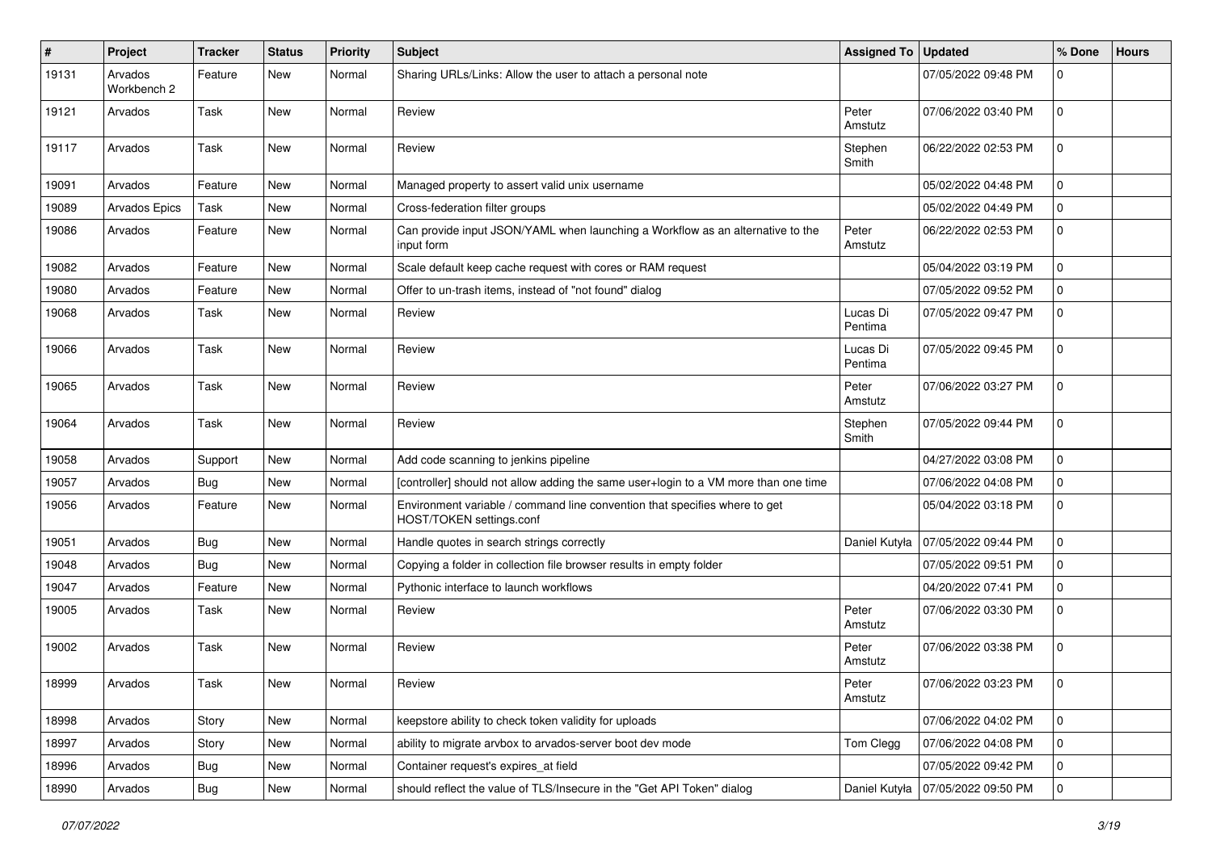| # | Project | Tracker | Status | Priority | Subject | Assigned To | Updated | % Done | Hours |
|---|---|---|---|---|---|---|---|---|---|
| 19131 | Arvados Workbench 2 | Feature | New | Normal | Sharing URLs/Links: Allow the user to attach a personal note | | 07/05/2022 09:48 PM | 0 | |
| 19121 | Arvados | Task | New | Normal | Review | Peter Amstutz | 07/06/2022 03:40 PM | 0 | |
| 19117 | Arvados | Task | New | Normal | Review | Stephen Smith | 06/22/2022 02:53 PM | 0 | |
| 19091 | Arvados | Feature | New | Normal | Managed property to assert valid unix username | | 05/02/2022 04:48 PM | 0 | |
| 19089 | Arvados Epics | Task | New | Normal | Cross-federation filter groups | | 05/02/2022 04:49 PM | 0 | |
| 19086 | Arvados | Feature | New | Normal | Can provide input JSON/YAML when launching a Workflow as an alternative to the input form | Peter Amstutz | 06/22/2022 02:53 PM | 0 | |
| 19082 | Arvados | Feature | New | Normal | Scale default keep cache request with cores or RAM request | | 05/04/2022 03:19 PM | 0 | |
| 19080 | Arvados | Feature | New | Normal | Offer to un-trash items, instead of "not found" dialog | | 07/05/2022 09:52 PM | 0 | |
| 19068 | Arvados | Task | New | Normal | Review | Lucas Di Pentima | 07/05/2022 09:47 PM | 0 | |
| 19066 | Arvados | Task | New | Normal | Review | Lucas Di Pentima | 07/05/2022 09:45 PM | 0 | |
| 19065 | Arvados | Task | New | Normal | Review | Peter Amstutz | 07/06/2022 03:27 PM | 0 | |
| 19064 | Arvados | Task | New | Normal | Review | Stephen Smith | 07/05/2022 09:44 PM | 0 | |
| 19058 | Arvados | Support | New | Normal | Add code scanning to jenkins pipeline | | 04/27/2022 03:08 PM | 0 | |
| 19057 | Arvados | Bug | New | Normal | [controller] should not allow adding the same user+login to a VM more than one time | | 07/06/2022 04:08 PM | 0 | |
| 19056 | Arvados | Feature | New | Normal | Environment variable / command line convention that specifies where to get HOST/TOKEN settings.conf | | 05/04/2022 03:18 PM | 0 | |
| 19051 | Arvados | Bug | New | Normal | Handle quotes in search strings correctly | Daniel Kutyła | 07/05/2022 09:44 PM | 0 | |
| 19048 | Arvados | Bug | New | Normal | Copying a folder in collection file browser results in empty folder | | 07/05/2022 09:51 PM | 0 | |
| 19047 | Arvados | Feature | New | Normal | Pythonic interface to launch workflows | | 04/20/2022 07:41 PM | 0 | |
| 19005 | Arvados | Task | New | Normal | Review | Peter Amstutz | 07/06/2022 03:30 PM | 0 | |
| 19002 | Arvados | Task | New | Normal | Review | Peter Amstutz | 07/06/2022 03:38 PM | 0 | |
| 18999 | Arvados | Task | New | Normal | Review | Peter Amstutz | 07/06/2022 03:23 PM | 0 | |
| 18998 | Arvados | Story | New | Normal | keepstore ability to check token validity for uploads | | 07/06/2022 04:02 PM | 0 | |
| 18997 | Arvados | Story | New | Normal | ability to migrate arvbox to arvados-server boot dev mode | Tom Clegg | 07/06/2022 04:08 PM | 0 | |
| 18996 | Arvados | Bug | New | Normal | Container request's expires_at field | | 07/05/2022 09:42 PM | 0 | |
| 18990 | Arvados | Bug | New | Normal | should reflect the value of TLS/Insecure in the "Get API Token" dialog | Daniel Kutyła | 07/05/2022 09:50 PM | 0 | |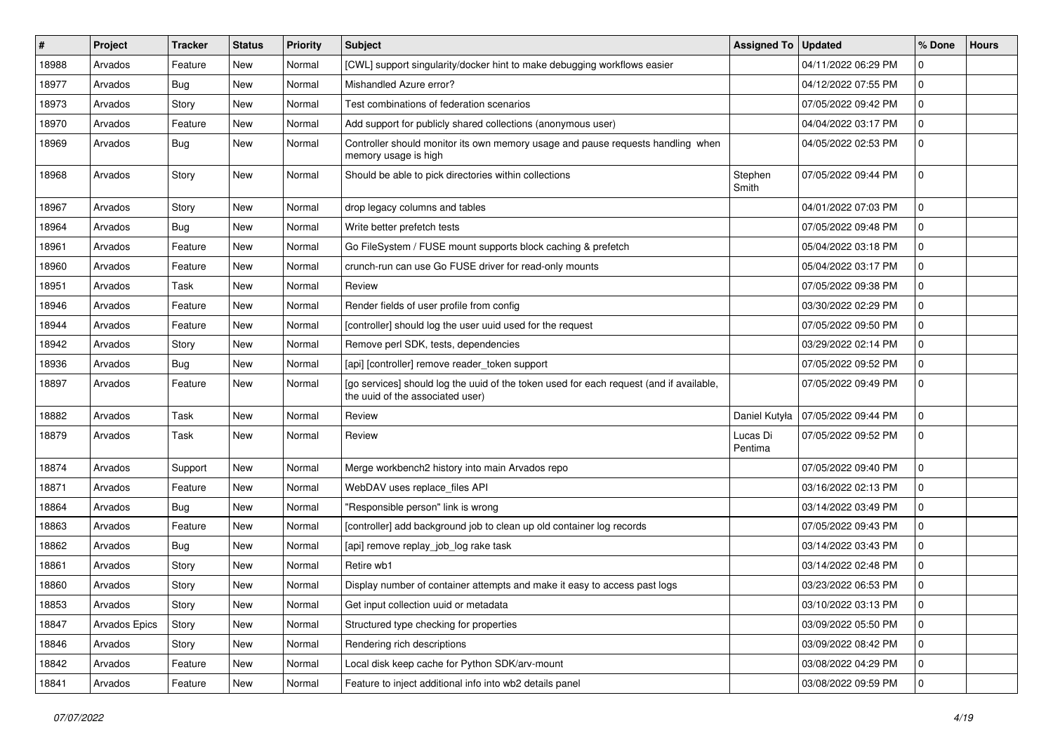| # | Project | Tracker | Status | Priority | Subject | Assigned To | Updated | % Done | Hours |
|---|---|---|---|---|---|---|---|---|---|
| 18988 | Arvados | Feature | New | Normal | [CWL] support singularity/docker hint to make debugging workflows easier | | 04/11/2022 06:29 PM | 0 | |
| 18977 | Arvados | Bug | New | Normal | Mishandled Azure error? | | 04/12/2022 07:55 PM | 0 | |
| 18973 | Arvados | Story | New | Normal | Test combinations of federation scenarios | | 07/05/2022 09:42 PM | 0 | |
| 18970 | Arvados | Feature | New | Normal | Add support for publicly shared collections (anonymous user) | | 04/04/2022 03:17 PM | 0 | |
| 18969 | Arvados | Bug | New | Normal | Controller should monitor its own memory usage and pause requests handling when memory usage is high | | 04/05/2022 02:53 PM | 0 | |
| 18968 | Arvados | Story | New | Normal | Should be able to pick directories within collections | Stephen Smith | 07/05/2022 09:44 PM | 0 | |
| 18967 | Arvados | Story | New | Normal | drop legacy columns and tables | | 04/01/2022 07:03 PM | 0 | |
| 18964 | Arvados | Bug | New | Normal | Write better prefetch tests | | 07/05/2022 09:48 PM | 0 | |
| 18961 | Arvados | Feature | New | Normal | Go FileSystem / FUSE mount supports block caching & prefetch | | 05/04/2022 03:18 PM | 0 | |
| 18960 | Arvados | Feature | New | Normal | crunch-run can use Go FUSE driver for read-only mounts | | 05/04/2022 03:17 PM | 0 | |
| 18951 | Arvados | Task | New | Normal | Review | | 07/05/2022 09:38 PM | 0 | |
| 18946 | Arvados | Feature | New | Normal | Render fields of user profile from config | | 03/30/2022 02:29 PM | 0 | |
| 18944 | Arvados | Feature | New | Normal | [controller] should log the user uuid used for the request | | 07/05/2022 09:50 PM | 0 | |
| 18942 | Arvados | Story | New | Normal | Remove perl SDK, tests, dependencies | | 03/29/2022 02:14 PM | 0 | |
| 18936 | Arvados | Bug | New | Normal | [api] [controller] remove reader_token support | | 07/05/2022 09:52 PM | 0 | |
| 18897 | Arvados | Feature | New | Normal | [go services] should log the uuid of the token used for each request (and if available, the uuid of the associated user) | | 07/05/2022 09:49 PM | 0 | |
| 18882 | Arvados | Task | New | Normal | Review | Daniel Kutyła | 07/05/2022 09:44 PM | 0 | |
| 18879 | Arvados | Task | New | Normal | Review | Lucas Di Pentima | 07/05/2022 09:52 PM | 0 | |
| 18874 | Arvados | Support | New | Normal | Merge workbench2 history into main Arvados repo | | 07/05/2022 09:40 PM | 0 | |
| 18871 | Arvados | Feature | New | Normal | WebDAV uses replace_files API | | 03/16/2022 02:13 PM | 0 | |
| 18864 | Arvados | Bug | New | Normal | "Responsible person" link is wrong | | 03/14/2022 03:49 PM | 0 | |
| 18863 | Arvados | Feature | New | Normal | [controller] add background job to clean up old container log records | | 07/05/2022 09:43 PM | 0 | |
| 18862 | Arvados | Bug | New | Normal | [api] remove replay_job_log rake task | | 03/14/2022 03:43 PM | 0 | |
| 18861 | Arvados | Story | New | Normal | Retire wb1 | | 03/14/2022 02:48 PM | 0 | |
| 18860 | Arvados | Story | New | Normal | Display number of container attempts and make it easy to access past logs | | 03/23/2022 06:53 PM | 0 | |
| 18853 | Arvados | Story | New | Normal | Get input collection uuid or metadata | | 03/10/2022 03:13 PM | 0 | |
| 18847 | Arvados Epics | Story | New | Normal | Structured type checking for properties | | 03/09/2022 05:50 PM | 0 | |
| 18846 | Arvados | Story | New | Normal | Rendering rich descriptions | | 03/09/2022 08:42 PM | 0 | |
| 18842 | Arvados | Feature | New | Normal | Local disk keep cache for Python SDK/arv-mount | | 03/08/2022 04:29 PM | 0 | |
| 18841 | Arvados | Feature | New | Normal | Feature to inject additional info into wb2 details panel | | 03/08/2022 09:59 PM | 0 | |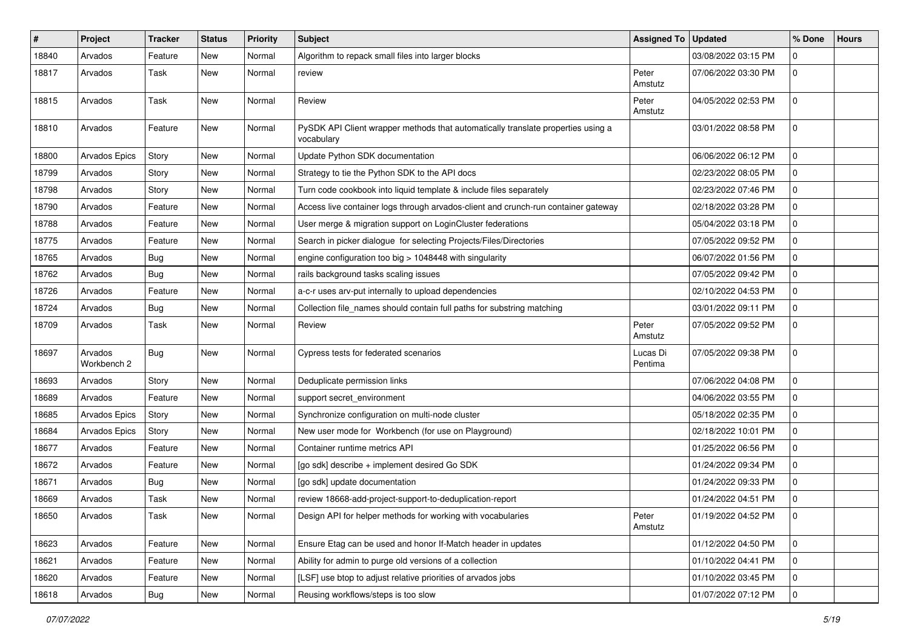| # | Project | Tracker | Status | Priority | Subject | Assigned To | Updated | % Done | Hours |
|---|---|---|---|---|---|---|---|---|---|
| 18840 | Arvados | Feature | New | Normal | Algorithm to repack small files into larger blocks | | 03/08/2022 03:15 PM | 0 | |
| 18817 | Arvados | Task | New | Normal | review | Peter Amstutz | 07/06/2022 03:30 PM | 0 | |
| 18815 | Arvados | Task | New | Normal | Review | Peter Amstutz | 04/05/2022 02:53 PM | 0 | |
| 18810 | Arvados | Feature | New | Normal | PySDK API Client wrapper methods that automatically translate properties using a vocabulary | | 03/01/2022 08:58 PM | 0 | |
| 18800 | Arvados Epics | Story | New | Normal | Update Python SDK documentation | | 06/06/2022 06:12 PM | 0 | |
| 18799 | Arvados | Story | New | Normal | Strategy to tie the Python SDK to the API docs | | 02/23/2022 08:05 PM | 0 | |
| 18798 | Arvados | Story | New | Normal | Turn code cookbook into liquid template & include files separately | | 02/23/2022 07:46 PM | 0 | |
| 18790 | Arvados | Feature | New | Normal | Access live container logs through arvados-client and crunch-run container gateway | | 02/18/2022 03:28 PM | 0 | |
| 18788 | Arvados | Feature | New | Normal | User merge & migration support on LoginCluster federations | | 05/04/2022 03:18 PM | 0 | |
| 18775 | Arvados | Feature | New | Normal | Search in picker dialogue for selecting Projects/Files/Directories | | 07/05/2022 09:52 PM | 0 | |
| 18765 | Arvados | Bug | New | Normal | engine configuration too big > 1048448 with singularity | | 06/07/2022 01:56 PM | 0 | |
| 18762 | Arvados | Bug | New | Normal | rails background tasks scaling issues | | 07/05/2022 09:42 PM | 0 | |
| 18726 | Arvados | Feature | New | Normal | a-c-r uses arv-put internally to upload dependencies | | 02/10/2022 04:53 PM | 0 | |
| 18724 | Arvados | Bug | New | Normal | Collection file_names should contain full paths for substring matching | | 03/01/2022 09:11 PM | 0 | |
| 18709 | Arvados | Task | New | Normal | Review | Peter Amstutz | 07/05/2022 09:52 PM | 0 | |
| 18697 | Arvados Workbench 2 | Bug | New | Normal | Cypress tests for federated scenarios | Lucas Di Pentima | 07/05/2022 09:38 PM | 0 | |
| 18693 | Arvados | Story | New | Normal | Deduplicate permission links | | 07/06/2022 04:08 PM | 0 | |
| 18689 | Arvados | Feature | New | Normal | support secret_environment | | 04/06/2022 03:55 PM | 0 | |
| 18685 | Arvados Epics | Story | New | Normal | Synchronize configuration on multi-node cluster | | 05/18/2022 02:35 PM | 0 | |
| 18684 | Arvados Epics | Story | New | Normal | New user mode for Workbench (for use on Playground) | | 02/18/2022 10:01 PM | 0 | |
| 18677 | Arvados | Feature | New | Normal | Container runtime metrics API | | 01/25/2022 06:56 PM | 0 | |
| 18672 | Arvados | Feature | New | Normal | [go sdk] describe + implement desired Go SDK | | 01/24/2022 09:34 PM | 0 | |
| 18671 | Arvados | Bug | New | Normal | [go sdk] update documentation | | 01/24/2022 09:33 PM | 0 | |
| 18669 | Arvados | Task | New | Normal | review 18668-add-project-support-to-deduplication-report | | 01/24/2022 04:51 PM | 0 | |
| 18650 | Arvados | Task | New | Normal | Design API for helper methods for working with vocabularies | Peter Amstutz | 01/19/2022 04:52 PM | 0 | |
| 18623 | Arvados | Feature | New | Normal | Ensure Etag can be used and honor If-Match header in updates | | 01/12/2022 04:50 PM | 0 | |
| 18621 | Arvados | Feature | New | Normal | Ability for admin to purge old versions of a collection | | 01/10/2022 04:41 PM | 0 | |
| 18620 | Arvados | Feature | New | Normal | [LSF] use btop to adjust relative priorities of arvados jobs | | 01/10/2022 03:45 PM | 0 | |
| 18618 | Arvados | Bug | New | Normal | Reusing workflows/steps is too slow | | 01/07/2022 07:12 PM | 0 | |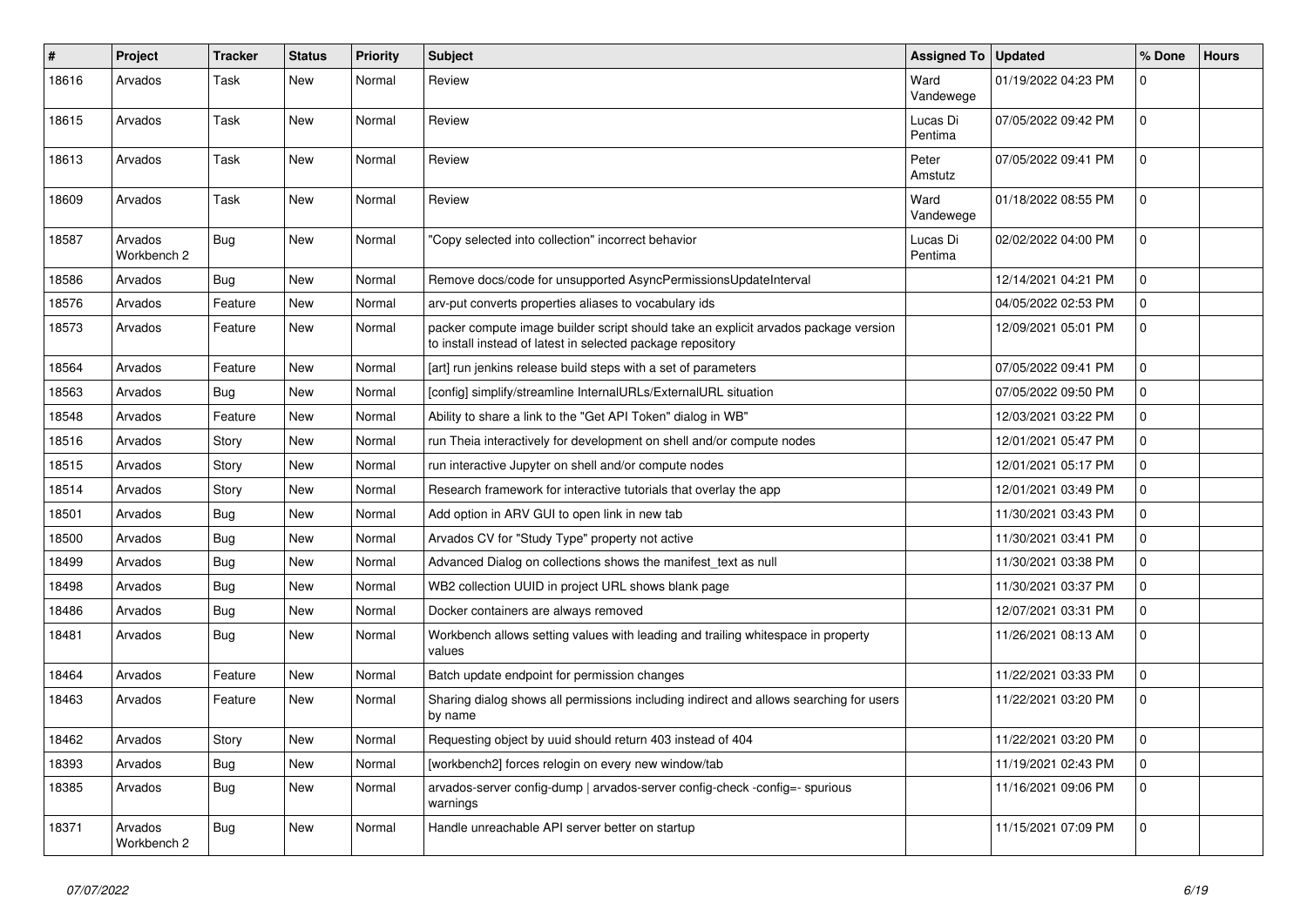| # | Project | Tracker | Status | Priority | Subject | Assigned To | Updated | % Done | Hours |
|---|---|---|---|---|---|---|---|---|---|
| 18616 | Arvados | Task | New | Normal | Review | Ward Vandewege | 01/19/2022 04:23 PM | 0 | |
| 18615 | Arvados | Task | New | Normal | Review | Lucas Di Pentima | 07/05/2022 09:42 PM | 0 | |
| 18613 | Arvados | Task | New | Normal | Review | Peter Amstutz | 07/05/2022 09:41 PM | 0 | |
| 18609 | Arvados | Task | New | Normal | Review | Ward Vandewege | 01/18/2022 08:55 PM | 0 | |
| 18587 | Arvados Workbench 2 | Bug | New | Normal | "Copy selected into collection" incorrect behavior | Lucas Di Pentima | 02/02/2022 04:00 PM | 0 | |
| 18586 | Arvados | Bug | New | Normal | Remove docs/code for unsupported AsyncPermissionsUpdateInterval | | 12/14/2021 04:21 PM | 0 | |
| 18576 | Arvados | Feature | New | Normal | arv-put converts properties aliases to vocabulary ids | | 04/05/2022 02:53 PM | 0 | |
| 18573 | Arvados | Feature | New | Normal | packer compute image builder script should take an explicit arvados package version to install instead of latest in selected package repository | | 12/09/2021 05:01 PM | 0 | |
| 18564 | Arvados | Feature | New | Normal | [art] run jenkins release build steps with a set of parameters | | 07/05/2022 09:41 PM | 0 | |
| 18563 | Arvados | Bug | New | Normal | [config] simplify/streamline InternalURLs/ExternalURL situation | | 07/05/2022 09:50 PM | 0 | |
| 18548 | Arvados | Feature | New | Normal | Ability to share a link to the "Get API Token" dialog in WB" | | 12/03/2021 03:22 PM | 0 | |
| 18516 | Arvados | Story | New | Normal | run Theia interactively for development on shell and/or compute nodes | | 12/01/2021 05:47 PM | 0 | |
| 18515 | Arvados | Story | New | Normal | run interactive Jupyter on shell and/or compute nodes | | 12/01/2021 05:17 PM | 0 | |
| 18514 | Arvados | Story | New | Normal | Research framework for interactive tutorials that overlay the app | | 12/01/2021 03:49 PM | 0 | |
| 18501 | Arvados | Bug | New | Normal | Add option in ARV GUI to open link in new tab | | 11/30/2021 03:43 PM | 0 | |
| 18500 | Arvados | Bug | New | Normal | Arvados CV for "Study Type" property not active | | 11/30/2021 03:41 PM | 0 | |
| 18499 | Arvados | Bug | New | Normal | Advanced Dialog on collections shows the manifest_text as null | | 11/30/2021 03:38 PM | 0 | |
| 18498 | Arvados | Bug | New | Normal | WB2 collection UUID in project URL shows blank page | | 11/30/2021 03:37 PM | 0 | |
| 18486 | Arvados | Bug | New | Normal | Docker containers are always removed | | 12/07/2021 03:31 PM | 0 | |
| 18481 | Arvados | Bug | New | Normal | Workbench allows setting values with leading and trailing whitespace in property values | | 11/26/2021 08:13 AM | 0 | |
| 18464 | Arvados | Feature | New | Normal | Batch update endpoint for permission changes | | 11/22/2021 03:33 PM | 0 | |
| 18463 | Arvados | Feature | New | Normal | Sharing dialog shows all permissions including indirect and allows searching for users by name | | 11/22/2021 03:20 PM | 0 | |
| 18462 | Arvados | Story | New | Normal | Requesting object by uuid should return 403 instead of 404 | | 11/22/2021 03:20 PM | 0 | |
| 18393 | Arvados | Bug | New | Normal | [workbench2] forces relogin on every new window/tab | | 11/19/2021 02:43 PM | 0 | |
| 18385 | Arvados | Bug | New | Normal | arvados-server config-dump \| arvados-server config-check -config=- spurious warnings | | 11/16/2021 09:06 PM | 0 | |
| 18371 | Arvados Workbench 2 | Bug | New | Normal | Handle unreachable API server better on startup | | 11/15/2021 07:09 PM | 0 | |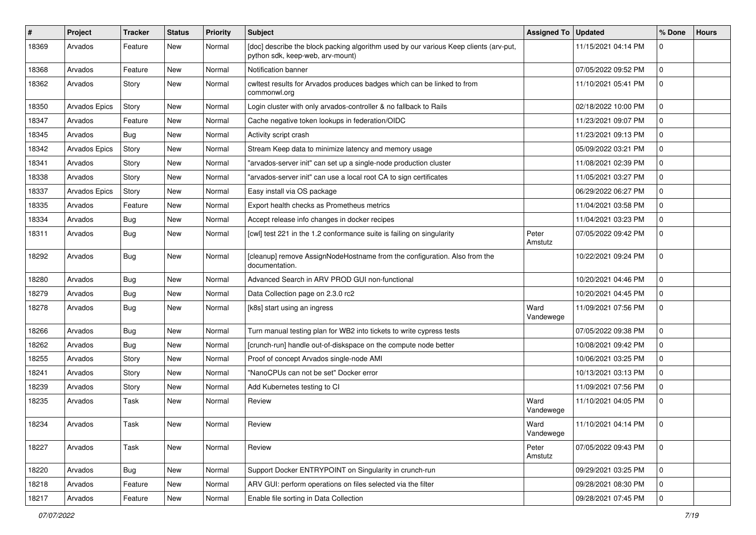| # | Project | Tracker | Status | Priority | Subject | Assigned To | Updated | % Done | Hours |
|---|---|---|---|---|---|---|---|---|---|
| 18369 | Arvados | Feature | New | Normal | [doc] describe the block packing algorithm used by our various Keep clients (arv-put, python sdk, keep-web, arv-mount) | | 11/15/2021 04:14 PM | 0 | |
| 18368 | Arvados | Feature | New | Normal | Notification banner | | 07/05/2022 09:52 PM | 0 | |
| 18362 | Arvados | Story | New | Normal | cwltest results for Arvados produces badges which can be linked to from commonwl.org | | 11/10/2021 05:41 PM | 0 | |
| 18350 | Arvados Epics | Story | New | Normal | Login cluster with only arvados-controller & no fallback to Rails | | 02/18/2022 10:00 PM | 0 | |
| 18347 | Arvados | Feature | New | Normal | Cache negative token lookups in federation/OIDC | | 11/23/2021 09:07 PM | 0 | |
| 18345 | Arvados | Bug | New | Normal | Activity script crash | | 11/23/2021 09:13 PM | 0 | |
| 18342 | Arvados Epics | Story | New | Normal | Stream Keep data to minimize latency and memory usage | | 05/09/2022 03:21 PM | 0 | |
| 18341 | Arvados | Story | New | Normal | "arvados-server init" can set up a single-node production cluster | | 11/08/2021 02:39 PM | 0 | |
| 18338 | Arvados | Story | New | Normal | "arvados-server init" can use a local root CA to sign certificates | | 11/05/2021 03:27 PM | 0 | |
| 18337 | Arvados Epics | Story | New | Normal | Easy install via OS package | | 06/29/2022 06:27 PM | 0 | |
| 18335 | Arvados | Feature | New | Normal | Export health checks as Prometheus metrics | | 11/04/2021 03:58 PM | 0 | |
| 18334 | Arvados | Bug | New | Normal | Accept release info changes in docker recipes | | 11/04/2021 03:23 PM | 0 | |
| 18311 | Arvados | Bug | New | Normal | [cwl] test 221 in the 1.2 conformance suite is failing on singularity | Peter Amstutz | 07/05/2022 09:42 PM | 0 | |
| 18292 | Arvados | Bug | New | Normal | [cleanup] remove AssignNodeHostname from the configuration. Also from the documentation. | | 10/22/2021 09:24 PM | 0 | |
| 18280 | Arvados | Bug | New | Normal | Advanced Search in ARV PROD GUI non-functional | | 10/20/2021 04:46 PM | 0 | |
| 18279 | Arvados | Bug | New | Normal | Data Collection page on 2.3.0 rc2 | | 10/20/2021 04:45 PM | 0 | |
| 18278 | Arvados | Bug | New | Normal | [k8s] start using an ingress | Ward Vandewege | 11/09/2021 07:56 PM | 0 | |
| 18266 | Arvados | Bug | New | Normal | Turn manual testing plan for WB2 into tickets to write cypress tests | | 07/05/2022 09:38 PM | 0 | |
| 18262 | Arvados | Bug | New | Normal | [crunch-run] handle out-of-diskspace on the compute node better | | 10/08/2021 09:42 PM | 0 | |
| 18255 | Arvados | Story | New | Normal | Proof of concept Arvados single-node AMI | | 10/06/2021 03:25 PM | 0 | |
| 18241 | Arvados | Story | New | Normal | "NanoCPUs can not be set" Docker error | | 10/13/2021 03:13 PM | 0 | |
| 18239 | Arvados | Story | New | Normal | Add Kubernetes testing to CI | | 11/09/2021 07:56 PM | 0 | |
| 18235 | Arvados | Task | New | Normal | Review | Ward Vandewege | 11/10/2021 04:05 PM | 0 | |
| 18234 | Arvados | Task | New | Normal | Review | Ward Vandewege | 11/10/2021 04:14 PM | 0 | |
| 18227 | Arvados | Task | New | Normal | Review | Peter Amstutz | 07/05/2022 09:43 PM | 0 | |
| 18220 | Arvados | Bug | New | Normal | Support Docker ENTRYPOINT on Singularity in crunch-run | | 09/29/2021 03:25 PM | 0 | |
| 18218 | Arvados | Feature | New | Normal | ARV GUI: perform operations on files selected via the filter | | 09/28/2021 08:30 PM | 0 | |
| 18217 | Arvados | Feature | New | Normal | Enable file sorting in Data Collection | | 09/28/2021 07:45 PM | 0 | |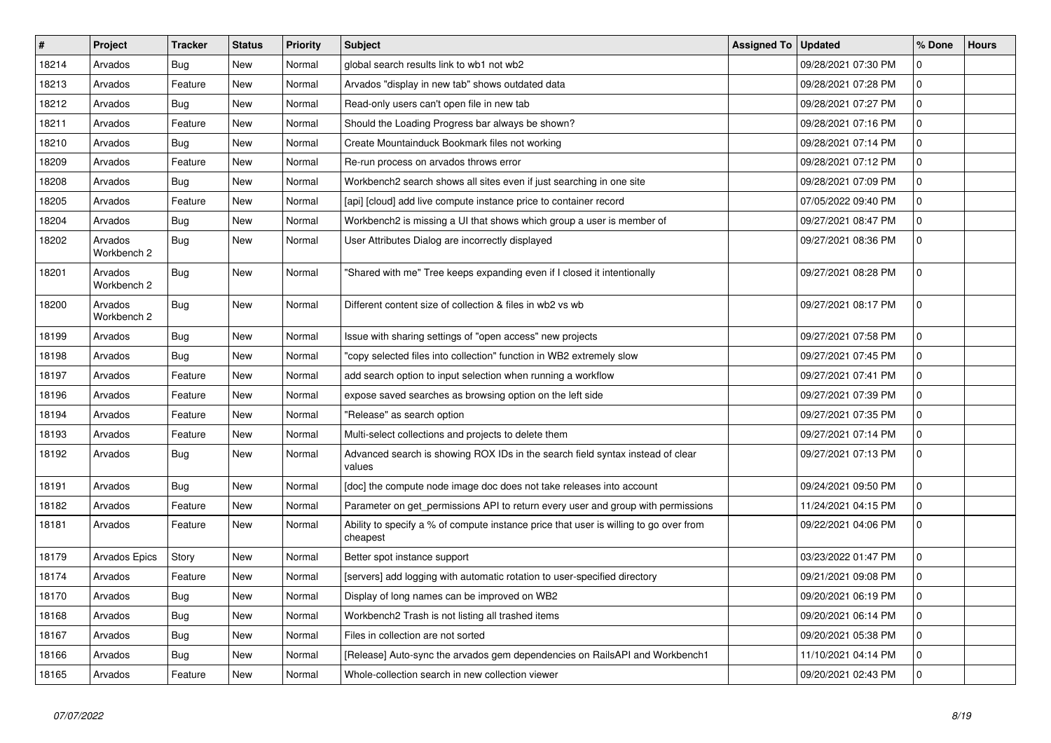| # | Project | Tracker | Status | Priority | Subject | Assigned To | Updated | % Done | Hours |
|---|---|---|---|---|---|---|---|---|---|
| 18214 | Arvados | Bug | New | Normal | global search results link to wb1 not wb2 | | 09/28/2021 07:30 PM | 0 | |
| 18213 | Arvados | Feature | New | Normal | Arvados "display in new tab" shows outdated data | | 09/28/2021 07:28 PM | 0 | |
| 18212 | Arvados | Bug | New | Normal | Read-only users can't open file in new tab | | 09/28/2021 07:27 PM | 0 | |
| 18211 | Arvados | Feature | New | Normal | Should the Loading Progress bar always be shown? | | 09/28/2021 07:16 PM | 0 | |
| 18210 | Arvados | Bug | New | Normal | Create Mountainduck Bookmark files not working | | 09/28/2021 07:14 PM | 0 | |
| 18209 | Arvados | Feature | New | Normal | Re-run process on arvados throws error | | 09/28/2021 07:12 PM | 0 | |
| 18208 | Arvados | Bug | New | Normal | Workbench2 search shows all sites even if just searching in one site | | 09/28/2021 07:09 PM | 0 | |
| 18205 | Arvados | Feature | New | Normal | [api] [cloud] add live compute instance price to container record | | 07/05/2022 09:40 PM | 0 | |
| 18204 | Arvados | Bug | New | Normal | Workbench2 is missing a UI that shows which group a user is member of | | 09/27/2021 08:47 PM | 0 | |
| 18202 | Arvados Workbench 2 | Bug | New | Normal | User Attributes Dialog are incorrectly displayed | | 09/27/2021 08:36 PM | 0 | |
| 18201 | Arvados Workbench 2 | Bug | New | Normal | "Shared with me" Tree keeps expanding even if I closed it intentionally | | 09/27/2021 08:28 PM | 0 | |
| 18200 | Arvados Workbench 2 | Bug | New | Normal | Different content size of collection & files in wb2 vs wb | | 09/27/2021 08:17 PM | 0 | |
| 18199 | Arvados | Bug | New | Normal | Issue with sharing settings of "open access" new projects | | 09/27/2021 07:58 PM | 0 | |
| 18198 | Arvados | Bug | New | Normal | "copy selected files into collection" function in WB2 extremely slow | | 09/27/2021 07:45 PM | 0 | |
| 18197 | Arvados | Feature | New | Normal | add search option to input selection when running a workflow | | 09/27/2021 07:41 PM | 0 | |
| 18196 | Arvados | Feature | New | Normal | expose saved searches as browsing option on the left side | | 09/27/2021 07:39 PM | 0 | |
| 18194 | Arvados | Feature | New | Normal | "Release" as search option | | 09/27/2021 07:35 PM | 0 | |
| 18193 | Arvados | Feature | New | Normal | Multi-select collections and projects to delete them | | 09/27/2021 07:14 PM | 0 | |
| 18192 | Arvados | Bug | New | Normal | Advanced search is showing ROX IDs in the search field syntax instead of clear values | | 09/27/2021 07:13 PM | 0 | |
| 18191 | Arvados | Bug | New | Normal | [doc] the compute node image doc does not take releases into account | | 09/24/2021 09:50 PM | 0 | |
| 18182 | Arvados | Feature | New | Normal | Parameter on get_permissions API to return every user and group with permissions | | 11/24/2021 04:15 PM | 0 | |
| 18181 | Arvados | Feature | New | Normal | Ability to specify a % of compute instance price that user is willing to go over from cheapest | | 09/22/2021 04:06 PM | 0 | |
| 18179 | Arvados Epics | Story | New | Normal | Better spot instance support | | 03/23/2022 01:47 PM | 0 | |
| 18174 | Arvados | Feature | New | Normal | [servers] add logging with automatic rotation to user-specified directory | | 09/21/2021 09:08 PM | 0 | |
| 18170 | Arvados | Bug | New | Normal | Display of long names can be improved on WB2 | | 09/20/2021 06:19 PM | 0 | |
| 18168 | Arvados | Bug | New | Normal | Workbench2 Trash is not listing all trashed items | | 09/20/2021 06:14 PM | 0 | |
| 18167 | Arvados | Bug | New | Normal | Files in collection are not sorted | | 09/20/2021 05:38 PM | 0 | |
| 18166 | Arvados | Bug | New | Normal | [Release] Auto-sync the arvados gem dependencies on RailsAPI and Workbench1 | | 11/10/2021 04:14 PM | 0 | |
| 18165 | Arvados | Feature | New | Normal | Whole-collection search in new collection viewer | | 09/20/2021 02:43 PM | 0 | |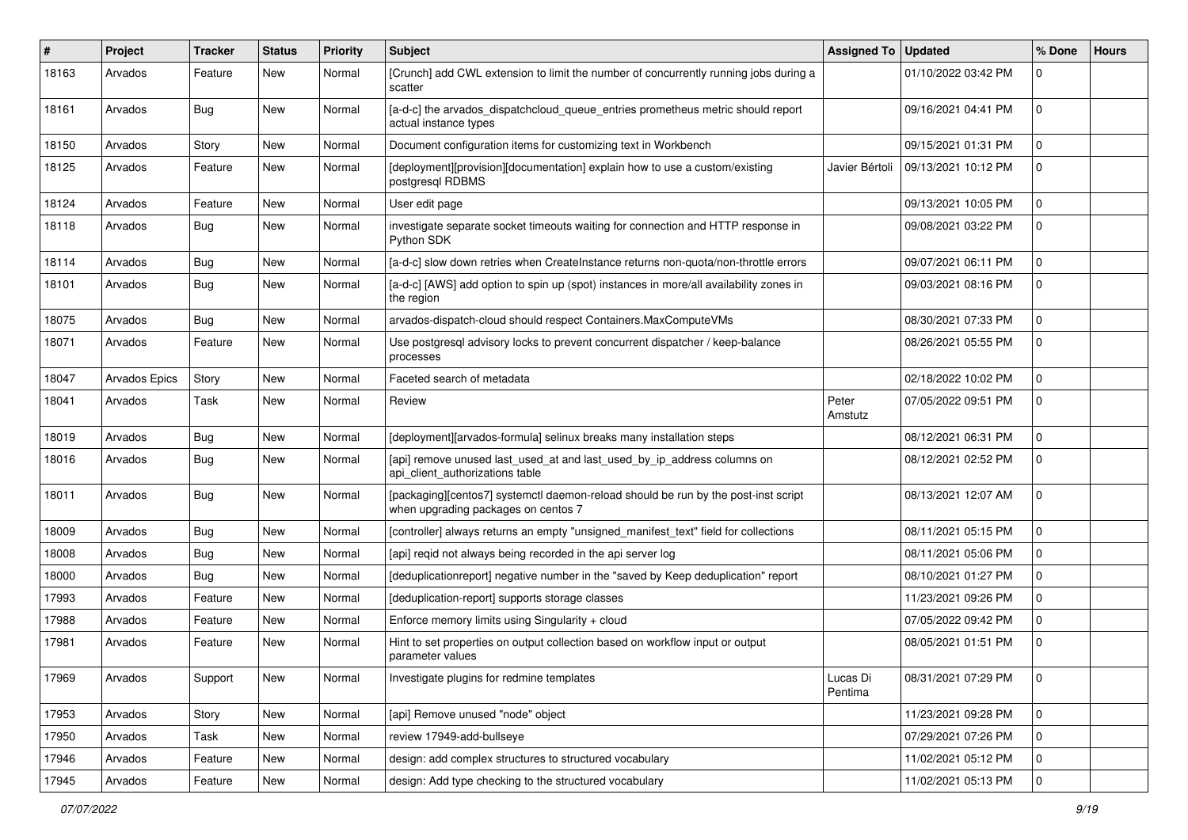| # | Project | Tracker | Status | Priority | Subject | Assigned To | Updated | % Done | Hours |
|---|---|---|---|---|---|---|---|---|---|
| 18163 | Arvados | Feature | New | Normal | [Crunch] add CWL extension to limit the number of concurrently running jobs during a scatter | | 01/10/2022 03:42 PM | 0 | |
| 18161 | Arvados | Bug | New | Normal | [a-d-c] the arvados_dispatchcloud_queue_entries prometheus metric should report actual instance types | | 09/16/2021 04:41 PM | 0 | |
| 18150 | Arvados | Story | New | Normal | Document configuration items for customizing text in Workbench | | 09/15/2021 01:31 PM | 0 | |
| 18125 | Arvados | Feature | New | Normal | [deployment][provision][documentation] explain how to use a custom/existing postgresql RDBMS | Javier Bértoli | 09/13/2021 10:12 PM | 0 | |
| 18124 | Arvados | Feature | New | Normal | User edit page | | 09/13/2021 10:05 PM | 0 | |
| 18118 | Arvados | Bug | New | Normal | investigate separate socket timeouts waiting for connection and HTTP response in Python SDK | | 09/08/2021 03:22 PM | 0 | |
| 18114 | Arvados | Bug | New | Normal | [a-d-c] slow down retries when CreateInstance returns non-quota/non-throttle errors | | 09/07/2021 06:11 PM | 0 | |
| 18101 | Arvados | Bug | New | Normal | [a-d-c] [AWS] add option to spin up (spot) instances in more/all availability zones in the region | | 09/03/2021 08:16 PM | 0 | |
| 18075 | Arvados | Bug | New | Normal | arvados-dispatch-cloud should respect Containers.MaxComputeVMs | | 08/30/2021 07:33 PM | 0 | |
| 18071 | Arvados | Feature | New | Normal | Use postgresql advisory locks to prevent concurrent dispatcher / keep-balance processes | | 08/26/2021 05:55 PM | 0 | |
| 18047 | Arvados Epics | Story | New | Normal | Faceted search of metadata | | 02/18/2022 10:02 PM | 0 | |
| 18041 | Arvados | Task | New | Normal | Review | Peter Amstutz | 07/05/2022 09:51 PM | 0 | |
| 18019 | Arvados | Bug | New | Normal | [deployment][arvados-formula] selinux breaks many installation steps | | 08/12/2021 06:31 PM | 0 | |
| 18016 | Arvados | Bug | New | Normal | [api] remove unused last_used_at and last_used_by_ip_address columns on api_client_authorizations table | | 08/12/2021 02:52 PM | 0 | |
| 18011 | Arvados | Bug | New | Normal | [packaging][centos7] systemctl daemon-reload should be run by the post-inst script when upgrading packages on centos 7 | | 08/13/2021 12:07 AM | 0 | |
| 18009 | Arvados | Bug | New | Normal | [controller] always returns an empty "unsigned_manifest_text" field for collections | | 08/11/2021 05:15 PM | 0 | |
| 18008 | Arvados | Bug | New | Normal | [api] reqid not always being recorded in the api server log | | 08/11/2021 05:06 PM | 0 | |
| 18000 | Arvados | Bug | New | Normal | [deduplicationreport] negative number in the "saved by Keep deduplication" report | | 08/10/2021 01:27 PM | 0 | |
| 17993 | Arvados | Feature | New | Normal | [deduplication-report] supports storage classes | | 11/23/2021 09:26 PM | 0 | |
| 17988 | Arvados | Feature | New | Normal | Enforce memory limits using Singularity + cloud | | 07/05/2022 09:42 PM | 0 | |
| 17981 | Arvados | Feature | New | Normal | Hint to set properties on output collection based on workflow input or output parameter values | | 08/05/2021 01:51 PM | 0 | |
| 17969 | Arvados | Support | New | Normal | Investigate plugins for redmine templates | Lucas Di Pentima | 08/31/2021 07:29 PM | 0 | |
| 17953 | Arvados | Story | New | Normal | [api] Remove unused "node" object | | 11/23/2021 09:28 PM | 0 | |
| 17950 | Arvados | Task | New | Normal | review 17949-add-bullseye | | 07/29/2021 07:26 PM | 0 | |
| 17946 | Arvados | Feature | New | Normal | design: add complex structures to structured vocabulary | | 11/02/2021 05:12 PM | 0 | |
| 17945 | Arvados | Feature | New | Normal | design: Add type checking to the structured vocabulary | | 11/02/2021 05:13 PM | 0 | |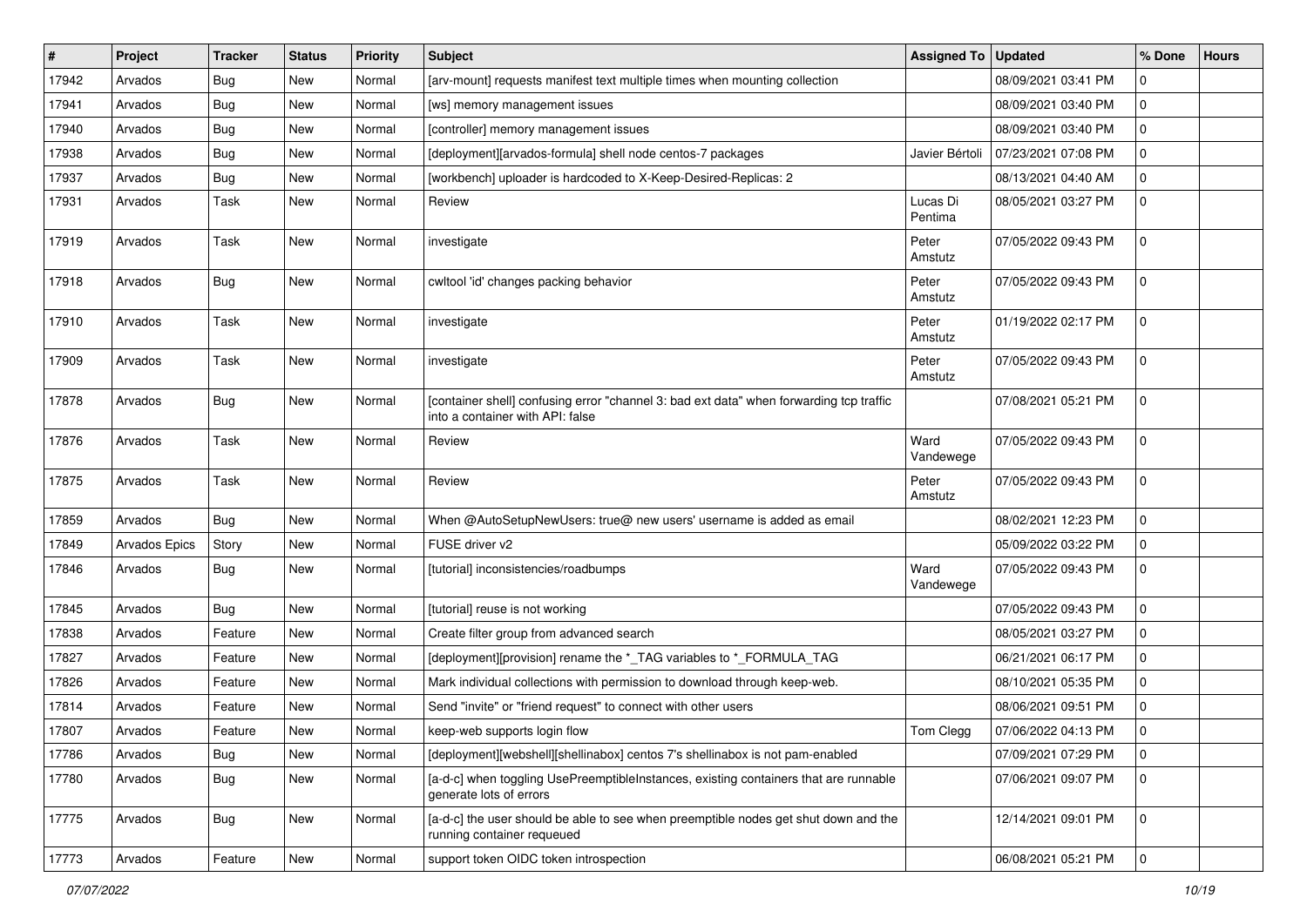| # | Project | Tracker | Status | Priority | Subject | Assigned To | Updated | % Done | Hours |
|---|---|---|---|---|---|---|---|---|---|
| 17942 | Arvados | Bug | New | Normal | [arv-mount] requests manifest text multiple times when mounting collection | | 08/09/2021 03:41 PM | 0 | |
| 17941 | Arvados | Bug | New | Normal | [ws] memory management issues | | 08/09/2021 03:40 PM | 0 | |
| 17940 | Arvados | Bug | New | Normal | [controller] memory management issues | | 08/09/2021 03:40 PM | 0 | |
| 17938 | Arvados | Bug | New | Normal | [deployment][arvados-formula] shell node centos-7 packages | Javier Bértoli | 07/23/2021 07:08 PM | 0 | |
| 17937 | Arvados | Bug | New | Normal | [workbench] uploader is hardcoded to X-Keep-Desired-Replicas: 2 | | 08/13/2021 04:40 AM | 0 | |
| 17931 | Arvados | Task | New | Normal | Review | Lucas Di Pentima | 08/05/2021 03:27 PM | 0 | |
| 17919 | Arvados | Task | New | Normal | investigate | Peter Amstutz | 07/05/2022 09:43 PM | 0 | |
| 17918 | Arvados | Bug | New | Normal | cwltool 'id' changes packing behavior | Peter Amstutz | 07/05/2022 09:43 PM | 0 | |
| 17910 | Arvados | Task | New | Normal | investigate | Peter Amstutz | 01/19/2022 02:17 PM | 0 | |
| 17909 | Arvados | Task | New | Normal | investigate | Peter Amstutz | 07/05/2022 09:43 PM | 0 | |
| 17878 | Arvados | Bug | New | Normal | [container shell] confusing error "channel 3: bad ext data" when forwarding tcp traffic into a container with API: false | | 07/08/2021 05:21 PM | 0 | |
| 17876 | Arvados | Task | New | Normal | Review | Ward Vandewege | 07/05/2022 09:43 PM | 0 | |
| 17875 | Arvados | Task | New | Normal | Review | Peter Amstutz | 07/05/2022 09:43 PM | 0 | |
| 17859 | Arvados | Bug | New | Normal | When @AutoSetupNewUsers: true@ new users' username is added as email | | 08/02/2021 12:23 PM | 0 | |
| 17849 | Arvados Epics | Story | New | Normal | FUSE driver v2 | | 05/09/2022 03:22 PM | 0 | |
| 17846 | Arvados | Bug | New | Normal | [tutorial] inconsistencies/roadbumps | Ward Vandewege | 07/05/2022 09:43 PM | 0 | |
| 17845 | Arvados | Bug | New | Normal | [tutorial] reuse is not working | | 07/05/2022 09:43 PM | 0 | |
| 17838 | Arvados | Feature | New | Normal | Create filter group from advanced search | | 08/05/2021 03:27 PM | 0 | |
| 17827 | Arvados | Feature | New | Normal | [deployment][provision] rename the *_TAG variables to *_FORMULA_TAG | | 06/21/2021 06:17 PM | 0 | |
| 17826 | Arvados | Feature | New | Normal | Mark individual collections with permission to download through keep-web. | | 08/10/2021 05:35 PM | 0 | |
| 17814 | Arvados | Feature | New | Normal | Send "invite" or "friend request" to connect with other users | | 08/06/2021 09:51 PM | 0 | |
| 17807 | Arvados | Feature | New | Normal | keep-web supports login flow | Tom Clegg | 07/06/2022 04:13 PM | 0 | |
| 17786 | Arvados | Bug | New | Normal | [deployment][webshell][shellinabox] centos 7's shellinabox is not pam-enabled | | 07/09/2021 07:29 PM | 0 | |
| 17780 | Arvados | Bug | New | Normal | [a-d-c] when toggling UsePreemptibleInstances, existing containers that are runnable generate lots of errors | | 07/06/2021 09:07 PM | 0 | |
| 17775 | Arvados | Bug | New | Normal | [a-d-c] the user should be able to see when preemptible nodes get shut down and the running container requeued | | 12/14/2021 09:01 PM | 0 | |
| 17773 | Arvados | Feature | New | Normal | support token OIDC token introspection | | 06/08/2021 05:21 PM | 0 | |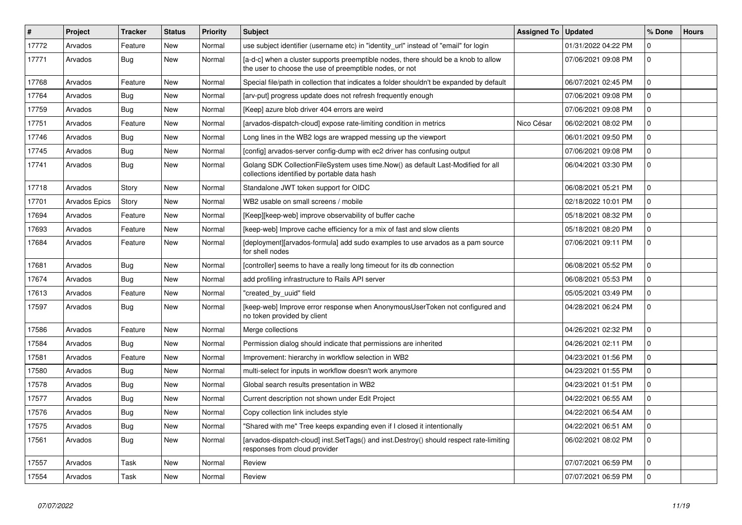| # | Project | Tracker | Status | Priority | Subject | Assigned To | Updated | % Done | Hours |
|---|---|---|---|---|---|---|---|---|---|
| 17772 | Arvados | Feature | New | Normal | use subject identifier (username etc) in "identity_url" instead of "email" for login | | 01/31/2022 04:22 PM | 0 | |
| 17771 | Arvados | Bug | New | Normal | [a-d-c] when a cluster supports preemptible nodes, there should be a knob to allow the user to choose the use of preemptible nodes, or not | | 07/06/2021 09:08 PM | 0 | |
| 17768 | Arvados | Feature | New | Normal | Special file/path in collection that indicates a folder shouldn't be expanded by default | | 06/07/2021 02:45 PM | 0 | |
| 17764 | Arvados | Bug | New | Normal | [arv-put] progress update does not refresh frequently enough | | 07/06/2021 09:08 PM | 0 | |
| 17759 | Arvados | Bug | New | Normal | [Keep] azure blob driver 404 errors are weird | | 07/06/2021 09:08 PM | 0 | |
| 17751 | Arvados | Feature | New | Normal | [arvados-dispatch-cloud] expose rate-limiting condition in metrics | Nico César | 06/02/2021 08:02 PM | 0 | |
| 17746 | Arvados | Bug | New | Normal | Long lines in the WB2 logs are wrapped messing up the viewport | | 06/01/2021 09:50 PM | 0 | |
| 17745 | Arvados | Bug | New | Normal | [config] arvados-server config-dump with ec2 driver has confusing output | | 07/06/2021 09:08 PM | 0 | |
| 17741 | Arvados | Bug | New | Normal | Golang SDK CollectionFileSystem uses time.Now() as default Last-Modified for all collections identified by portable data hash | | 06/04/2021 03:30 PM | 0 | |
| 17718 | Arvados | Story | New | Normal | Standalone JWT token support for OIDC | | 06/08/2021 05:21 PM | 0 | |
| 17701 | Arvados Epics | Story | New | Normal | WB2 usable on small screens / mobile | | 02/18/2022 10:01 PM | 0 | |
| 17694 | Arvados | Feature | New | Normal | [Keep][keep-web] improve observability of buffer cache | | 05/18/2021 08:32 PM | 0 | |
| 17693 | Arvados | Feature | New | Normal | [keep-web] Improve cache efficiency for a mix of fast and slow clients | | 05/18/2021 08:20 PM | 0 | |
| 17684 | Arvados | Feature | New | Normal | [deployment][arvados-formula] add sudo examples to use arvados as a pam source for shell nodes | | 07/06/2021 09:11 PM | 0 | |
| 17681 | Arvados | Bug | New | Normal | [controller] seems to have a really long timeout for its db connection | | 06/08/2021 05:52 PM | 0 | |
| 17674 | Arvados | Bug | New | Normal | add profiling infrastructure to Rails API server | | 06/08/2021 05:53 PM | 0 | |
| 17613 | Arvados | Feature | New | Normal | "created_by_uuid" field | | 05/05/2021 03:49 PM | 0 | |
| 17597 | Arvados | Bug | New | Normal | [keep-web] Improve error response when AnonymousUserToken not configured and no token provided by client | | 04/28/2021 06:24 PM | 0 | |
| 17586 | Arvados | Feature | New | Normal | Merge collections | | 04/26/2021 02:32 PM | 0 | |
| 17584 | Arvados | Bug | New | Normal | Permission dialog should indicate that permissions are inherited | | 04/26/2021 02:11 PM | 0 | |
| 17581 | Arvados | Feature | New | Normal | Improvement: hierarchy in workflow selection in WB2 | | 04/23/2021 01:56 PM | 0 | |
| 17580 | Arvados | Bug | New | Normal | multi-select for inputs in workflow doesn't work anymore | | 04/23/2021 01:55 PM | 0 | |
| 17578 | Arvados | Bug | New | Normal | Global search results presentation in WB2 | | 04/23/2021 01:51 PM | 0 | |
| 17577 | Arvados | Bug | New | Normal | Current description not shown under Edit Project | | 04/22/2021 06:55 AM | 0 | |
| 17576 | Arvados | Bug | New | Normal | Copy collection link includes style | | 04/22/2021 06:54 AM | 0 | |
| 17575 | Arvados | Bug | New | Normal | "Shared with me" Tree keeps expanding even if I closed it intentionally | | 04/22/2021 06:51 AM | 0 | |
| 17561 | Arvados | Bug | New | Normal | [arvados-dispatch-cloud] inst.SetTags() and inst.Destroy() should respect rate-limiting responses from cloud provider | | 06/02/2021 08:02 PM | 0 | |
| 17557 | Arvados | Task | New | Normal | Review | | 07/07/2021 06:59 PM | 0 | |
| 17554 | Arvados | Task | New | Normal | Review | | 07/07/2021 06:59 PM | 0 | |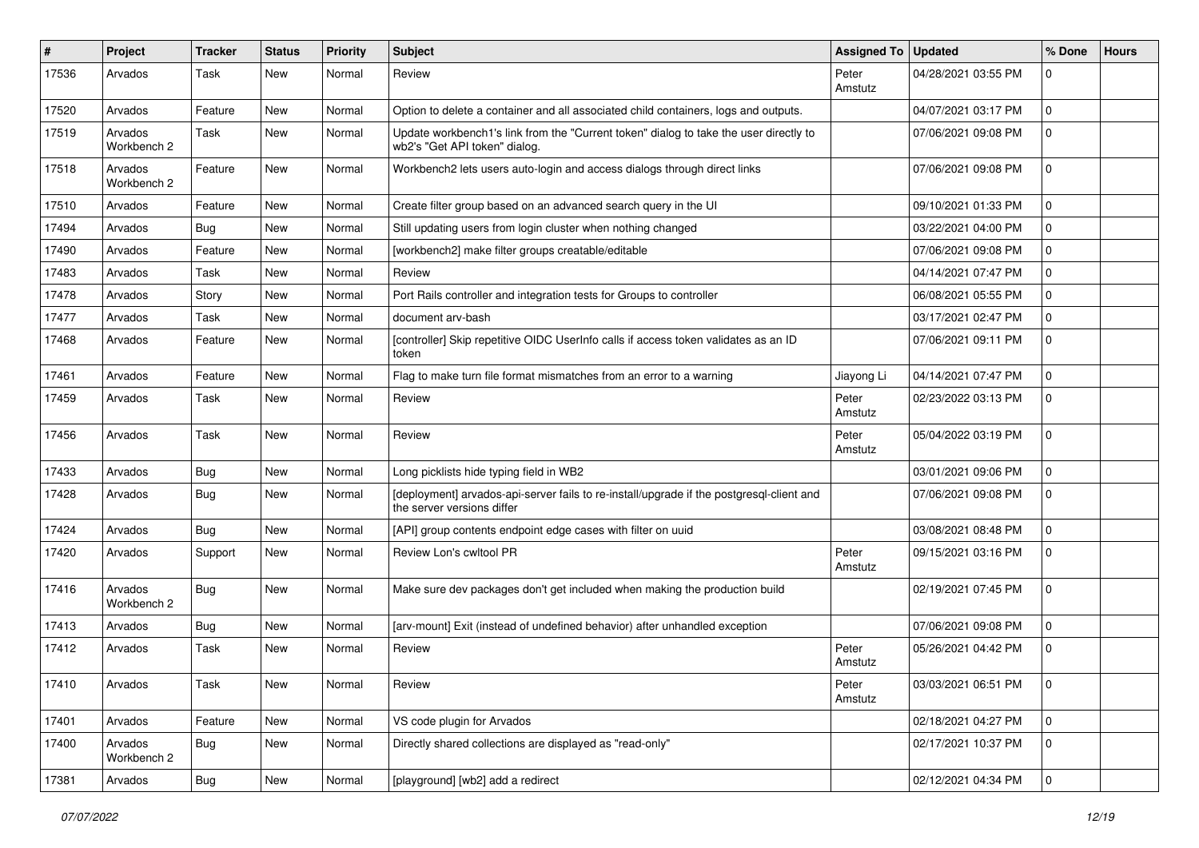| # | Project | Tracker | Status | Priority | Subject | Assigned To | Updated | % Done | Hours |
|---|---|---|---|---|---|---|---|---|---|
| 17536 | Arvados | Task | New | Normal | Review | Peter Amstutz | 04/28/2021 03:55 PM | 0 | |
| 17520 | Arvados | Feature | New | Normal | Option to delete a container and all associated child containers, logs and outputs. | | 04/07/2021 03:17 PM | 0 | |
| 17519 | Arvados Workbench 2 | Task | New | Normal | Update workbench1's link from the "Current token" dialog to take the user directly to wb2's "Get API token" dialog. | | 07/06/2021 09:08 PM | 0 | |
| 17518 | Arvados Workbench 2 | Feature | New | Normal | Workbench2 lets users auto-login and access dialogs through direct links | | 07/06/2021 09:08 PM | 0 | |
| 17510 | Arvados | Feature | New | Normal | Create filter group based on an advanced search query in the UI | | 09/10/2021 01:33 PM | 0 | |
| 17494 | Arvados | Bug | New | Normal | Still updating users from login cluster when nothing changed | | 03/22/2021 04:00 PM | 0 | |
| 17490 | Arvados | Feature | New | Normal | [workbench2] make filter groups creatable/editable | | 07/06/2021 09:08 PM | 0 | |
| 17483 | Arvados | Task | New | Normal | Review | | 04/14/2021 07:47 PM | 0 | |
| 17478 | Arvados | Story | New | Normal | Port Rails controller and integration tests for Groups to controller | | 06/08/2021 05:55 PM | 0 | |
| 17477 | Arvados | Task | New | Normal | document arv-bash | | 03/17/2021 02:47 PM | 0 | |
| 17468 | Arvados | Feature | New | Normal | [controller] Skip repetitive OIDC UserInfo calls if access token validates as an ID token | | 07/06/2021 09:11 PM | 0 | |
| 17461 | Arvados | Feature | New | Normal | Flag to make turn file format mismatches from an error to a warning | Jiayong Li | 04/14/2021 07:47 PM | 0 | |
| 17459 | Arvados | Task | New | Normal | Review | Peter Amstutz | 02/23/2022 03:13 PM | 0 | |
| 17456 | Arvados | Task | New | Normal | Review | Peter Amstutz | 05/04/2022 03:19 PM | 0 | |
| 17433 | Arvados | Bug | New | Normal | Long picklists hide typing field in WB2 | | 03/01/2021 09:06 PM | 0 | |
| 17428 | Arvados | Bug | New | Normal | [deployment] arvados-api-server fails to re-install/upgrade if the postgresql-client and the server versions differ | | 07/06/2021 09:08 PM | 0 | |
| 17424 | Arvados | Bug | New | Normal | [API] group contents endpoint edge cases with filter on uuid | | 03/08/2021 08:48 PM | 0 | |
| 17420 | Arvados | Support | New | Normal | Review Lon's cwltool PR | Peter Amstutz | 09/15/2021 03:16 PM | 0 | |
| 17416 | Arvados Workbench 2 | Bug | New | Normal | Make sure dev packages don't get included when making the production build | | 02/19/2021 07:45 PM | 0 | |
| 17413 | Arvados | Bug | New | Normal | [arv-mount] Exit (instead of undefined behavior) after unhandled exception | | 07/06/2021 09:08 PM | 0 | |
| 17412 | Arvados | Task | New | Normal | Review | Peter Amstutz | 05/26/2021 04:42 PM | 0 | |
| 17410 | Arvados | Task | New | Normal | Review | Peter Amstutz | 03/03/2021 06:51 PM | 0 | |
| 17401 | Arvados | Feature | New | Normal | VS code plugin for Arvados | | 02/18/2021 04:27 PM | 0 | |
| 17400 | Arvados Workbench 2 | Bug | New | Normal | Directly shared collections are displayed as "read-only" | | 02/17/2021 10:37 PM | 0 | |
| 17381 | Arvados | Bug | New | Normal | [playground] [wb2] add a redirect | | 02/12/2021 04:34 PM | 0 | |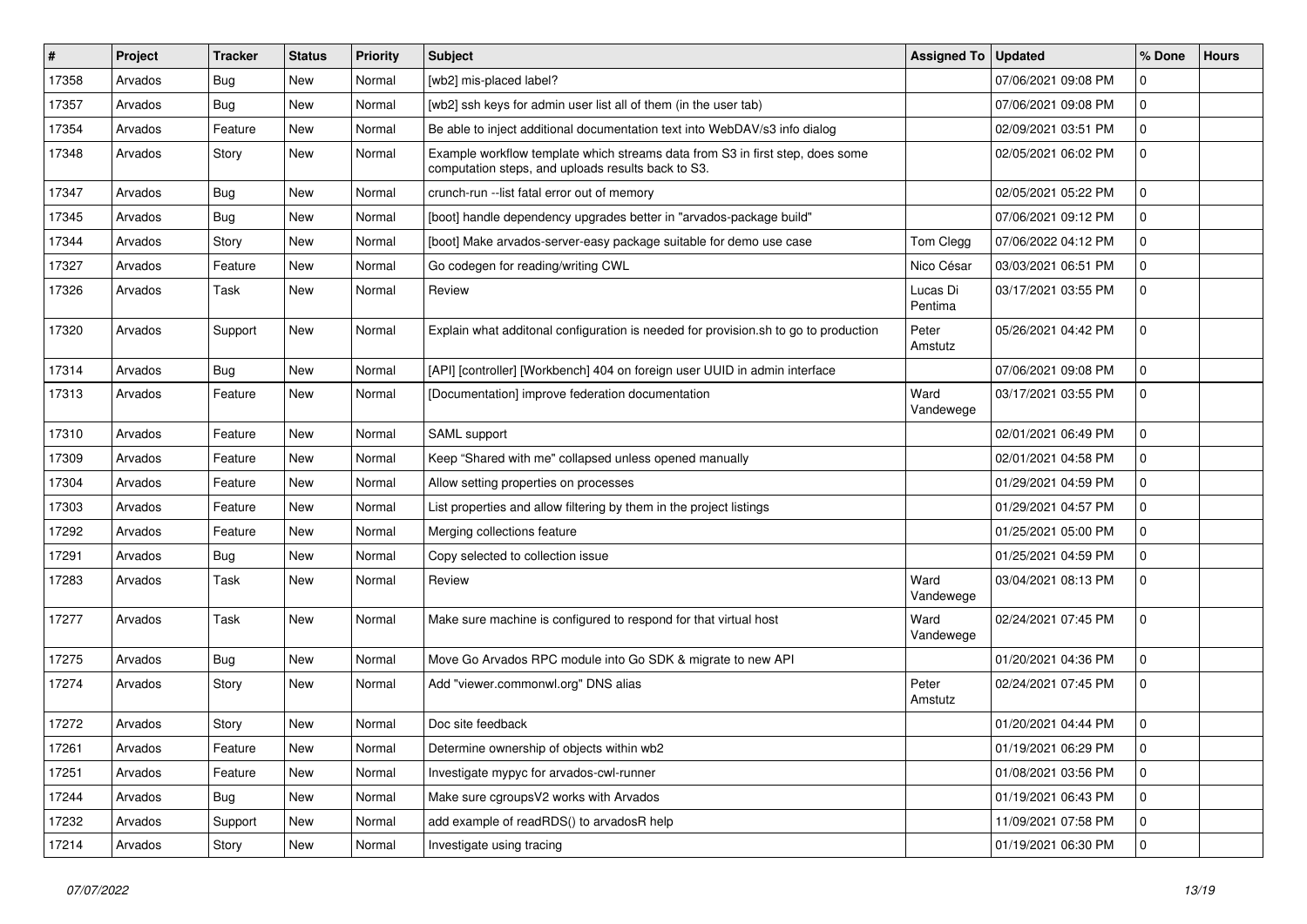| # | Project | Tracker | Status | Priority | Subject | Assigned To | Updated | % Done | Hours |
|---|---|---|---|---|---|---|---|---|---|
| 17358 | Arvados | Bug | New | Normal | [wb2] mis-placed label? | | 07/06/2021 09:08 PM | 0 | |
| 17357 | Arvados | Bug | New | Normal | [wb2] ssh keys for admin user list all of them (in the user tab) | | 07/06/2021 09:08 PM | 0 | |
| 17354 | Arvados | Feature | New | Normal | Be able to inject additional documentation text into WebDAV/s3 info dialog | | 02/09/2021 03:51 PM | 0 | |
| 17348 | Arvados | Story | New | Normal | Example workflow template which streams data from S3 in first step, does some computation steps, and uploads results back to S3. | | 02/05/2021 06:02 PM | 0 | |
| 17347 | Arvados | Bug | New | Normal | crunch-run --list fatal error out of memory | | 02/05/2021 05:22 PM | 0 | |
| 17345 | Arvados | Bug | New | Normal | [boot] handle dependency upgrades better in "arvados-package build" | | 07/06/2021 09:12 PM | 0 | |
| 17344 | Arvados | Story | New | Normal | [boot] Make arvados-server-easy package suitable for demo use case | Tom Clegg | 07/06/2022 04:12 PM | 0 | |
| 17327 | Arvados | Feature | New | Normal | Go codegen for reading/writing CWL | Nico César | 03/03/2021 06:51 PM | 0 | |
| 17326 | Arvados | Task | New | Normal | Review | Lucas Di Pentima | 03/17/2021 03:55 PM | 0 | |
| 17320 | Arvados | Support | New | Normal | Explain what additonal configuration is needed for provision.sh to go to production | Peter Amstutz | 05/26/2021 04:42 PM | 0 | |
| 17314 | Arvados | Bug | New | Normal | [API] [controller] [Workbench] 404 on foreign user UUID in admin interface | | 07/06/2021 09:08 PM | 0 | |
| 17313 | Arvados | Feature | New | Normal | [Documentation] improve federation documentation | Ward Vandewege | 03/17/2021 03:55 PM | 0 | |
| 17310 | Arvados | Feature | New | Normal | SAML support | | 02/01/2021 06:49 PM | 0 | |
| 17309 | Arvados | Feature | New | Normal | Keep "Shared with me" collapsed unless opened manually | | 02/01/2021 04:58 PM | 0 | |
| 17304 | Arvados | Feature | New | Normal | Allow setting properties on processes | | 01/29/2021 04:59 PM | 0 | |
| 17303 | Arvados | Feature | New | Normal | List properties and allow filtering by them in the project listings | | 01/29/2021 04:57 PM | 0 | |
| 17292 | Arvados | Feature | New | Normal | Merging collections feature | | 01/25/2021 05:00 PM | 0 | |
| 17291 | Arvados | Bug | New | Normal | Copy selected to collection issue | | 01/25/2021 04:59 PM | 0 | |
| 17283 | Arvados | Task | New | Normal | Review | Ward Vandewege | 03/04/2021 08:13 PM | 0 | |
| 17277 | Arvados | Task | New | Normal | Make sure machine is configured to respond for that virtual host | Ward Vandewege | 02/24/2021 07:45 PM | 0 | |
| 17275 | Arvados | Bug | New | Normal | Move Go Arvados RPC module into Go SDK & migrate to new API | | 01/20/2021 04:36 PM | 0 | |
| 17274 | Arvados | Story | New | Normal | Add "viewer.commonwl.org" DNS alias | Peter Amstutz | 02/24/2021 07:45 PM | 0 | |
| 17272 | Arvados | Story | New | Normal | Doc site feedback | | 01/20/2021 04:44 PM | 0 | |
| 17261 | Arvados | Feature | New | Normal | Determine ownership of objects within wb2 | | 01/19/2021 06:29 PM | 0 | |
| 17251 | Arvados | Feature | New | Normal | Investigate mypyc for arvados-cwl-runner | | 01/08/2021 03:56 PM | 0 | |
| 17244 | Arvados | Bug | New | Normal | Make sure cgroupsV2 works with Arvados | | 01/19/2021 06:43 PM | 0 | |
| 17232 | Arvados | Support | New | Normal | add example of readRDS() to arvadosR help | | 11/09/2021 07:58 PM | 0 | |
| 17214 | Arvados | Story | New | Normal | Investigate using tracing | | 01/19/2021 06:30 PM | 0 | |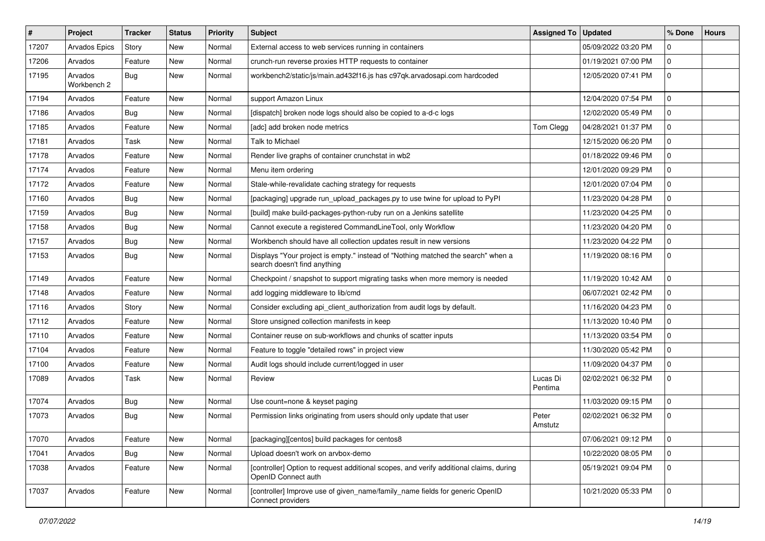| # | Project | Tracker | Status | Priority | Subject | Assigned To | Updated | % Done | Hours |
|---|---|---|---|---|---|---|---|---|---|
| 17207 | Arvados Epics | Story | New | Normal | External access to web services running in containers | | 05/09/2022 03:20 PM | 0 | |
| 17206 | Arvados | Feature | New | Normal | crunch-run reverse proxies HTTP requests to container | | 01/19/2021 07:00 PM | 0 | |
| 17195 | Arvados Workbench 2 | Bug | New | Normal | workbench2/static/js/main.ad432f16.js has c97qk.arvadosapi.com hardcoded | | 12/05/2020 07:41 PM | 0 | |
| 17194 | Arvados | Feature | New | Normal | support Amazon Linux | | 12/04/2020 07:54 PM | 0 | |
| 17186 | Arvados | Bug | New | Normal | [dispatch] broken node logs should also be copied to a-d-c logs | | 12/02/2020 05:49 PM | 0 | |
| 17185 | Arvados | Feature | New | Normal | [adc] add broken node metrics | Tom Clegg | 04/28/2021 01:37 PM | 0 | |
| 17181 | Arvados | Task | New | Normal | Talk to Michael | | 12/15/2020 06:20 PM | 0 | |
| 17178 | Arvados | Feature | New | Normal | Render live graphs of container crunchstat in wb2 | | 01/18/2022 09:46 PM | 0 | |
| 17174 | Arvados | Feature | New | Normal | Menu item ordering | | 12/01/2020 09:29 PM | 0 | |
| 17172 | Arvados | Feature | New | Normal | Stale-while-revalidate caching strategy for requests | | 12/01/2020 07:04 PM | 0 | |
| 17160 | Arvados | Bug | New | Normal | [packaging] upgrade run_upload_packages.py to use twine for upload to PyPI | | 11/23/2020 04:28 PM | 0 | |
| 17159 | Arvados | Bug | New | Normal | [build] make build-packages-python-ruby run on a Jenkins satellite | | 11/23/2020 04:25 PM | 0 | |
| 17158 | Arvados | Bug | New | Normal | Cannot execute a registered CommandLineTool, only Workflow | | 11/23/2020 04:20 PM | 0 | |
| 17157 | Arvados | Bug | New | Normal | Workbench should have all collection updates result in new versions | | 11/23/2020 04:22 PM | 0 | |
| 17153 | Arvados | Bug | New | Normal | Displays "Your project is empty." instead of "Nothing matched the search" when a search doesn't find anything | | 11/19/2020 08:16 PM | 0 | |
| 17149 | Arvados | Feature | New | Normal | Checkpoint / snapshot to support migrating tasks when more memory is needed | | 11/19/2020 10:42 AM | 0 | |
| 17148 | Arvados | Feature | New | Normal | add logging middleware to lib/cmd | | 06/07/2021 02:42 PM | 0 | |
| 17116 | Arvados | Story | New | Normal | Consider excluding api_client_authorization from audit logs by default. | | 11/16/2020 04:23 PM | 0 | |
| 17112 | Arvados | Feature | New | Normal | Store unsigned collection manifests in keep | | 11/13/2020 10:40 PM | 0 | |
| 17110 | Arvados | Feature | New | Normal | Container reuse on sub-workflows and chunks of scatter inputs | | 11/13/2020 03:54 PM | 0 | |
| 17104 | Arvados | Feature | New | Normal | Feature to toggle "detailed rows" in project view | | 11/30/2020 05:42 PM | 0 | |
| 17100 | Arvados | Feature | New | Normal | Audit logs should include current/logged in user | | 11/09/2020 04:37 PM | 0 | |
| 17089 | Arvados | Task | New | Normal | Review | Lucas Di Pentima | 02/02/2021 06:32 PM | 0 | |
| 17074 | Arvados | Bug | New | Normal | Use count=none & keyset paging | | 11/03/2020 09:15 PM | 0 | |
| 17073 | Arvados | Bug | New | Normal | Permission links originating from users should only update that user | Peter Amstutz | 02/02/2021 06:32 PM | 0 | |
| 17070 | Arvados | Feature | New | Normal | [packaging][centos] build packages for centos8 | | 07/06/2021 09:12 PM | 0 | |
| 17041 | Arvados | Bug | New | Normal | Upload doesn't work on arvbox-demo | | 10/22/2020 08:05 PM | 0 | |
| 17038 | Arvados | Feature | New | Normal | [controller] Option to request additional scopes, and verify additional claims, during OpenID Connect auth | | 05/19/2021 09:04 PM | 0 | |
| 17037 | Arvados | Feature | New | Normal | [controller] Improve use of given_name/family_name fields for generic OpenID Connect providers | | 10/21/2020 05:33 PM | 0 | |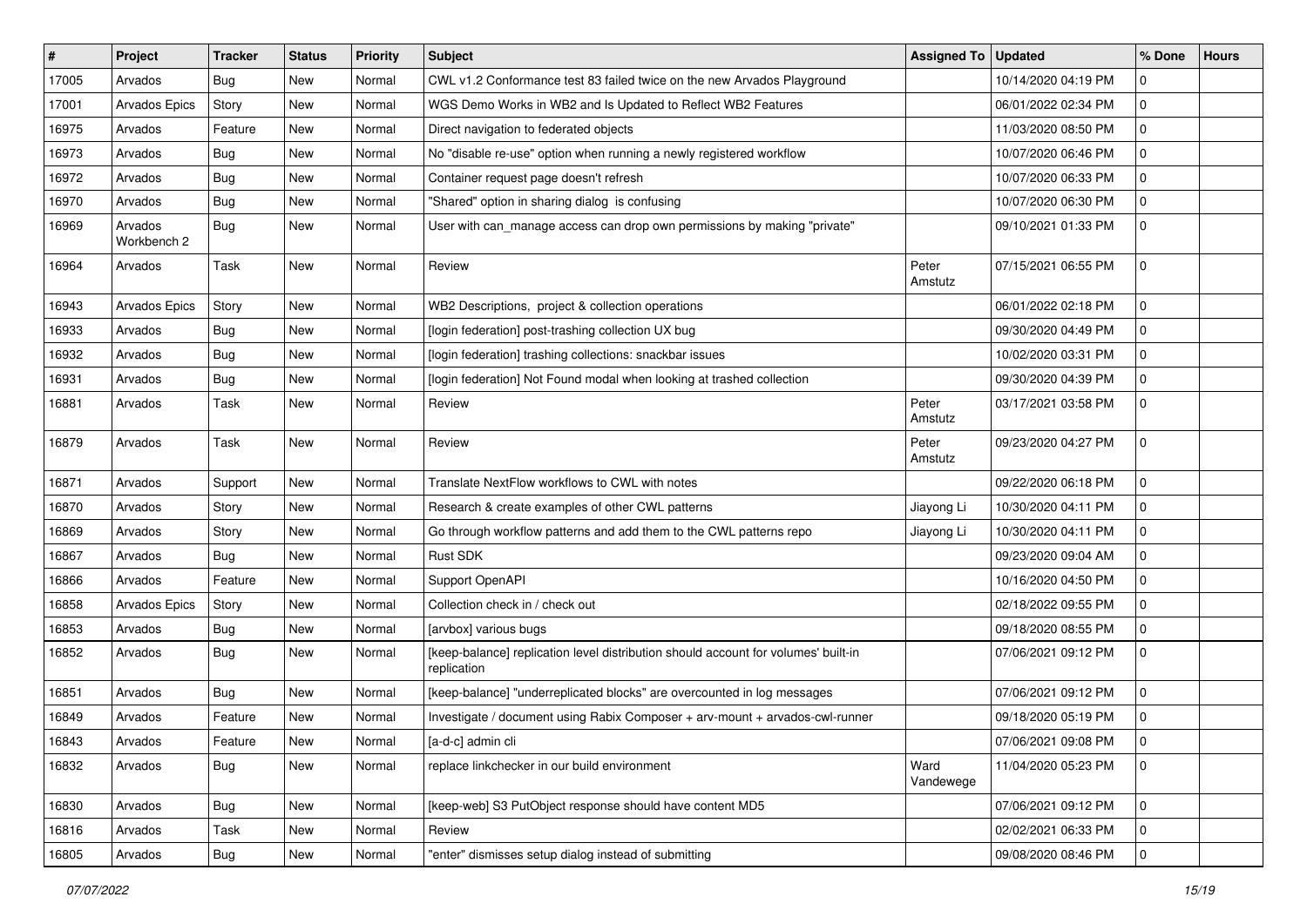| # | Project | Tracker | Status | Priority | Subject | Assigned To | Updated | % Done | Hours |
|---|---|---|---|---|---|---|---|---|---|
| 17005 | Arvados | Bug | New | Normal | CWL v1.2 Conformance test 83 failed twice on the new Arvados Playground | | 10/14/2020 04:19 PM | 0 | |
| 17001 | Arvados Epics | Story | New | Normal | WGS Demo Works in WB2 and Is Updated to Reflect WB2 Features | | 06/01/2022 02:34 PM | 0 | |
| 16975 | Arvados | Feature | New | Normal | Direct navigation to federated objects | | 11/03/2020 08:50 PM | 0 | |
| 16973 | Arvados | Bug | New | Normal | No "disable re-use" option when running a newly registered workflow | | 10/07/2020 06:46 PM | 0 | |
| 16972 | Arvados | Bug | New | Normal | Container request page doesn't refresh | | 10/07/2020 06:33 PM | 0 | |
| 16970 | Arvados | Bug | New | Normal | "Shared" option in sharing dialog is confusing | | 10/07/2020 06:30 PM | 0 | |
| 16969 | Arvados Workbench 2 | Bug | New | Normal | User with can_manage access can drop own permissions by making "private" | | 09/10/2021 01:33 PM | 0 | |
| 16964 | Arvados | Task | New | Normal | Review | Peter Amstutz | 07/15/2021 06:55 PM | 0 | |
| 16943 | Arvados Epics | Story | New | Normal | WB2 Descriptions, project & collection operations | | 06/01/2022 02:18 PM | 0 | |
| 16933 | Arvados | Bug | New | Normal | [login federation] post-trashing collection UX bug | | 09/30/2020 04:49 PM | 0 | |
| 16932 | Arvados | Bug | New | Normal | [login federation] trashing collections: snackbar issues | | 10/02/2020 03:31 PM | 0 | |
| 16931 | Arvados | Bug | New | Normal | [login federation] Not Found modal when looking at trashed collection | | 09/30/2020 04:39 PM | 0 | |
| 16881 | Arvados | Task | New | Normal | Review | Peter Amstutz | 03/17/2021 03:58 PM | 0 | |
| 16879 | Arvados | Task | New | Normal | Review | Peter Amstutz | 09/23/2020 04:27 PM | 0 | |
| 16871 | Arvados | Support | New | Normal | Translate NextFlow workflows to CWL with notes | | 09/22/2020 06:18 PM | 0 | |
| 16870 | Arvados | Story | New | Normal | Research & create examples of other CWL patterns | Jiayong Li | 10/30/2020 04:11 PM | 0 | |
| 16869 | Arvados | Story | New | Normal | Go through workflow patterns and add them to the CWL patterns repo | Jiayong Li | 10/30/2020 04:11 PM | 0 | |
| 16867 | Arvados | Bug | New | Normal | Rust SDK | | 09/23/2020 09:04 AM | 0 | |
| 16866 | Arvados | Feature | New | Normal | Support OpenAPI | | 10/16/2020 04:50 PM | 0 | |
| 16858 | Arvados Epics | Story | New | Normal | Collection check in / check out | | 02/18/2022 09:55 PM | 0 | |
| 16853 | Arvados | Bug | New | Normal | [arvbox] various bugs | | 09/18/2020 08:55 PM | 0 | |
| 16852 | Arvados | Bug | New | Normal | [keep-balance] replication level distribution should account for volumes' built-in replication | | 07/06/2021 09:12 PM | 0 | |
| 16851 | Arvados | Bug | New | Normal | [keep-balance] "underreplicated blocks" are overcounted in log messages | | 07/06/2021 09:12 PM | 0 | |
| 16849 | Arvados | Feature | New | Normal | Investigate / document using Rabix Composer + arv-mount + arvados-cwl-runner | | 09/18/2020 05:19 PM | 0 | |
| 16843 | Arvados | Feature | New | Normal | [a-d-c] admin cli | | 07/06/2021 09:08 PM | 0 | |
| 16832 | Arvados | Bug | New | Normal | replace linkchecker in our build environment | Ward Vandewege | 11/04/2020 05:23 PM | 0 | |
| 16830 | Arvados | Bug | New | Normal | [keep-web] S3 PutObject response should have content MD5 | | 07/06/2021 09:12 PM | 0 | |
| 16816 | Arvados | Task | New | Normal | Review | | 02/02/2021 06:33 PM | 0 | |
| 16805 | Arvados | Bug | New | Normal | "enter" dismisses setup dialog instead of submitting | | 09/08/2020 08:46 PM | 0 | |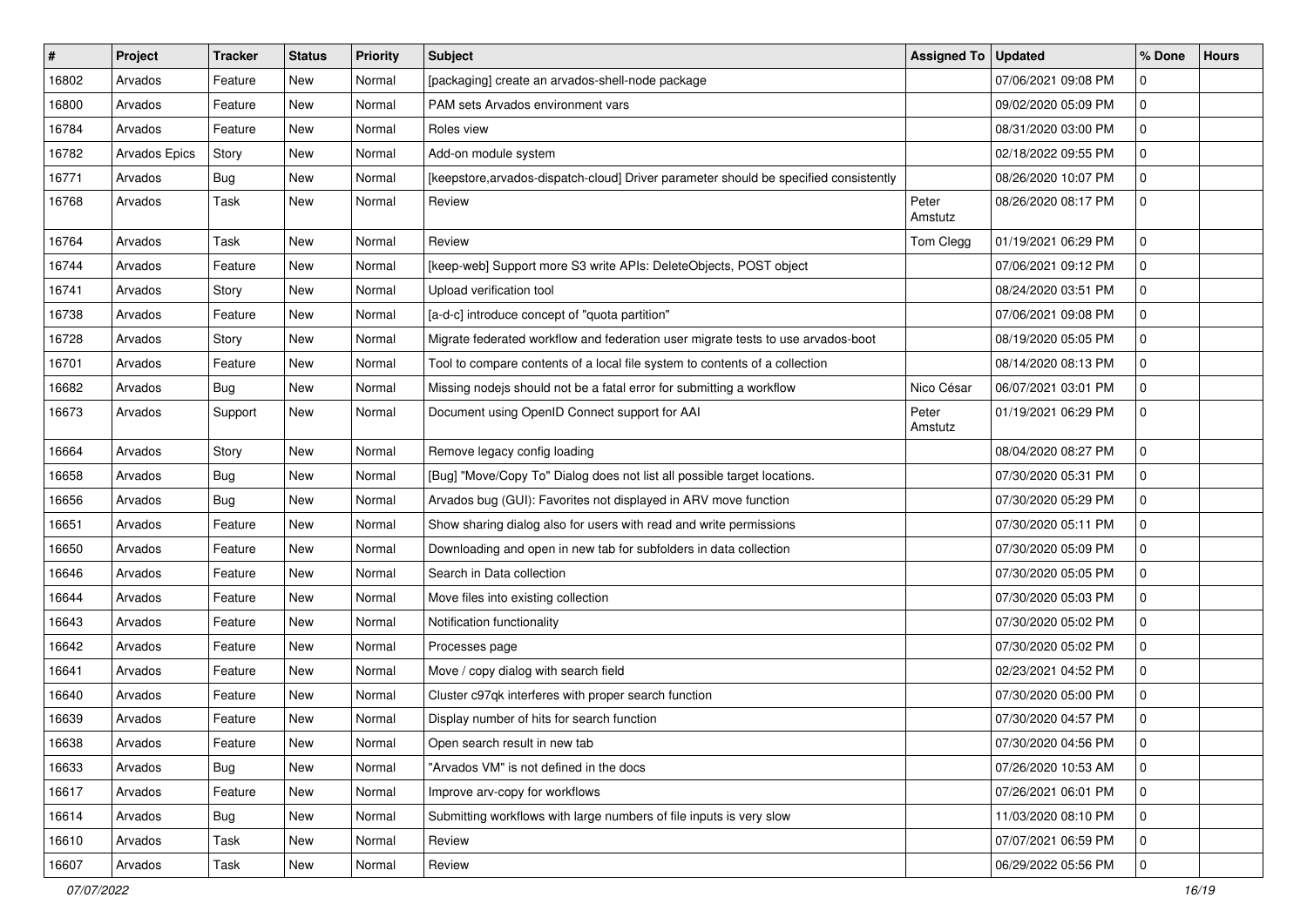| # | Project | Tracker | Status | Priority | Subject | Assigned To | Updated | % Done | Hours |
|---|---|---|---|---|---|---|---|---|---|
| 16802 | Arvados | Feature | New | Normal | [packaging] create an arvados-shell-node package | | 07/06/2021 09:08 PM | 0 | |
| 16800 | Arvados | Feature | New | Normal | PAM sets Arvados environment vars | | 09/02/2020 05:09 PM | 0 | |
| 16784 | Arvados | Feature | New | Normal | Roles view | | 08/31/2020 03:00 PM | 0 | |
| 16782 | Arvados Epics | Story | New | Normal | Add-on module system | | 02/18/2022 09:55 PM | 0 | |
| 16771 | Arvados | Bug | New | Normal | [keepstore,arvados-dispatch-cloud] Driver parameter should be specified consistently | | 08/26/2020 10:07 PM | 0 | |
| 16768 | Arvados | Task | New | Normal | Review | Peter Amstutz | 08/26/2020 08:17 PM | 0 | |
| 16764 | Arvados | Task | New | Normal | Review | Tom Clegg | 01/19/2021 06:29 PM | 0 | |
| 16744 | Arvados | Feature | New | Normal | [keep-web] Support more S3 write APIs: DeleteObjects, POST object | | 07/06/2021 09:12 PM | 0 | |
| 16741 | Arvados | Story | New | Normal | Upload verification tool | | 08/24/2020 03:51 PM | 0 | |
| 16738 | Arvados | Feature | New | Normal | [a-d-c] introduce concept of "quota partition" | | 07/06/2021 09:08 PM | 0 | |
| 16728 | Arvados | Story | New | Normal | Migrate federated workflow and federation user migrate tests to use arvados-boot | | 08/19/2020 05:05 PM | 0 | |
| 16701 | Arvados | Feature | New | Normal | Tool to compare contents of a local file system to contents of a collection | | 08/14/2020 08:13 PM | 0 | |
| 16682 | Arvados | Bug | New | Normal | Missing nodejs should not be a fatal error for submitting a workflow | Nico César | 06/07/2021 03:01 PM | 0 | |
| 16673 | Arvados | Support | New | Normal | Document using OpenID Connect support for AAI | Peter Amstutz | 01/19/2021 06:29 PM | 0 | |
| 16664 | Arvados | Story | New | Normal | Remove legacy config loading | | 08/04/2020 08:27 PM | 0 | |
| 16658 | Arvados | Bug | New | Normal | [Bug] "Move/Copy To" Dialog does not list all possible target locations. | | 07/30/2020 05:31 PM | 0 | |
| 16656 | Arvados | Bug | New | Normal | Arvados bug (GUI): Favorites not displayed in ARV move function | | 07/30/2020 05:29 PM | 0 | |
| 16651 | Arvados | Feature | New | Normal | Show sharing dialog also for users with read and write permissions | | 07/30/2020 05:11 PM | 0 | |
| 16650 | Arvados | Feature | New | Normal | Downloading and open in new tab for subfolders in data collection | | 07/30/2020 05:09 PM | 0 | |
| 16646 | Arvados | Feature | New | Normal | Search in Data collection | | 07/30/2020 05:05 PM | 0 | |
| 16644 | Arvados | Feature | New | Normal | Move files into existing collection | | 07/30/2020 05:03 PM | 0 | |
| 16643 | Arvados | Feature | New | Normal | Notification functionality | | 07/30/2020 05:02 PM | 0 | |
| 16642 | Arvados | Feature | New | Normal | Processes page | | 07/30/2020 05:02 PM | 0 | |
| 16641 | Arvados | Feature | New | Normal | Move / copy dialog with search field | | 02/23/2021 04:52 PM | 0 | |
| 16640 | Arvados | Feature | New | Normal | Cluster c97qk interferes with proper search function | | 07/30/2020 05:00 PM | 0 | |
| 16639 | Arvados | Feature | New | Normal | Display number of hits for search function | | 07/30/2020 04:57 PM | 0 | |
| 16638 | Arvados | Feature | New | Normal | Open search result in new tab | | 07/30/2020 04:56 PM | 0 | |
| 16633 | Arvados | Bug | New | Normal | "Arvados VM" is not defined in the docs | | 07/26/2020 10:53 AM | 0 | |
| 16617 | Arvados | Feature | New | Normal | Improve arv-copy for workflows | | 07/26/2021 06:01 PM | 0 | |
| 16614 | Arvados | Bug | New | Normal | Submitting workflows with large numbers of file inputs is very slow | | 11/03/2020 08:10 PM | 0 | |
| 16610 | Arvados | Task | New | Normal | Review | | 07/07/2021 06:59 PM | 0 | |
| 16607 | Arvados | Task | New | Normal | Review | | 06/29/2022 05:56 PM | 0 | |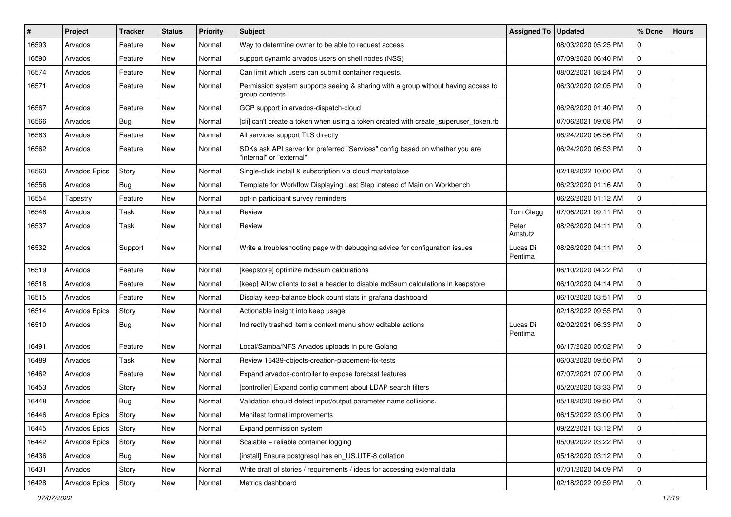| # | Project | Tracker | Status | Priority | Subject | Assigned To | Updated | % Done | Hours |
|---|---|---|---|---|---|---|---|---|---|
| 16593 | Arvados | Feature | New | Normal | Way to determine owner to be able to request access | | 08/03/2020 05:25 PM | 0 | |
| 16590 | Arvados | Feature | New | Normal | support dynamic arvados users on shell nodes (NSS) | | 07/09/2020 06:40 PM | 0 | |
| 16574 | Arvados | Feature | New | Normal | Can limit which users can submit container requests. | | 08/02/2021 08:24 PM | 0 | |
| 16571 | Arvados | Feature | New | Normal | Permission system supports seeing & sharing with a group without having access to group contents. | | 06/30/2020 02:05 PM | 0 | |
| 16567 | Arvados | Feature | New | Normal | GCP support in arvados-dispatch-cloud | | 06/26/2020 01:40 PM | 0 | |
| 16566 | Arvados | Bug | New | Normal | [cli] can't create a token when using a token created with create_superuser_token.rb | | 07/06/2021 09:08 PM | 0 | |
| 16563 | Arvados | Feature | New | Normal | All services support TLS directly | | 06/24/2020 06:56 PM | 0 | |
| 16562 | Arvados | Feature | New | Normal | SDKs ask API server for preferred "Services" config based on whether you are "internal" or "external" | | 06/24/2020 06:53 PM | 0 | |
| 16560 | Arvados Epics | Story | New | Normal | Single-click install & subscription via cloud marketplace | | 02/18/2022 10:00 PM | 0 | |
| 16556 | Arvados | Bug | New | Normal | Template for Workflow Displaying Last Step instead of Main on Workbench | | 06/23/2020 01:16 AM | 0 | |
| 16554 | Tapestry | Feature | New | Normal | opt-in participant survey reminders | | 06/26/2020 01:12 AM | 0 | |
| 16546 | Arvados | Task | New | Normal | Review | Tom Clegg | 07/06/2021 09:11 PM | 0 | |
| 16537 | Arvados | Task | New | Normal | Review | Peter Amstutz | 08/26/2020 04:11 PM | 0 | |
| 16532 | Arvados | Support | New | Normal | Write a troubleshooting page with debugging advice for configuration issues | Lucas Di Pentima | 08/26/2020 04:11 PM | 0 | |
| 16519 | Arvados | Feature | New | Normal | [keepstore] optimize md5sum calculations | | 06/10/2020 04:22 PM | 0 | |
| 16518 | Arvados | Feature | New | Normal | [keep] Allow clients to set a header to disable md5sum calculations in keepstore | | 06/10/2020 04:14 PM | 0 | |
| 16515 | Arvados | Feature | New | Normal | Display keep-balance block count stats in grafana dashboard | | 06/10/2020 03:51 PM | 0 | |
| 16514 | Arvados Epics | Story | New | Normal | Actionable insight into keep usage | | 02/18/2022 09:55 PM | 0 | |
| 16510 | Arvados | Bug | New | Normal | Indirectly trashed item's context menu show editable actions | Lucas Di Pentima | 02/02/2021 06:33 PM | 0 | |
| 16491 | Arvados | Feature | New | Normal | Local/Samba/NFS Arvados uploads in pure Golang | | 06/17/2020 05:02 PM | 0 | |
| 16489 | Arvados | Task | New | Normal | Review 16439-objects-creation-placement-fix-tests | | 06/03/2020 09:50 PM | 0 | |
| 16462 | Arvados | Feature | New | Normal | Expand arvados-controller to expose forecast features | | 07/07/2021 07:00 PM | 0 | |
| 16453 | Arvados | Story | New | Normal | [controller] Expand config comment about LDAP search filters | | 05/20/2020 03:33 PM | 0 | |
| 16448 | Arvados | Bug | New | Normal | Validation should detect input/output parameter name collisions. | | 05/18/2020 09:50 PM | 0 | |
| 16446 | Arvados Epics | Story | New | Normal | Manifest format improvements | | 06/15/2022 03:00 PM | 0 | |
| 16445 | Arvados Epics | Story | New | Normal | Expand permission system | | 09/22/2021 03:12 PM | 0 | |
| 16442 | Arvados Epics | Story | New | Normal | Scalable + reliable container logging | | 05/09/2022 03:22 PM | 0 | |
| 16436 | Arvados | Bug | New | Normal | [install] Ensure postgresql has en_US.UTF-8 collation | | 05/18/2020 03:12 PM | 0 | |
| 16431 | Arvados | Story | New | Normal | Write draft of stories / requirements / ideas for accessing external data | | 07/01/2020 04:09 PM | 0 | |
| 16428 | Arvados Epics | Story | New | Normal | Metrics dashboard | | 02/18/2022 09:59 PM | 0 | |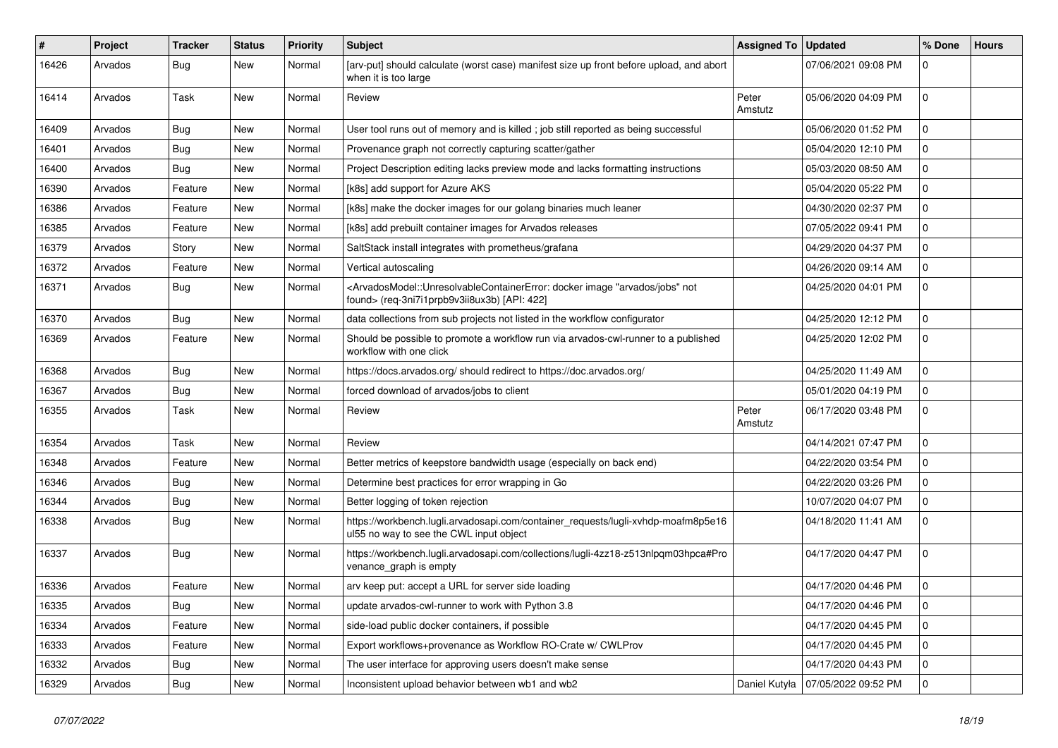| # | Project | Tracker | Status | Priority | Subject | Assigned To | Updated | % Done | Hours |
|---|---|---|---|---|---|---|---|---|---|
| 16426 | Arvados | Bug | New | Normal | [arv-put] should calculate (worst case) manifest size up front before upload, and abort when it is too large | | 07/06/2021 09:08 PM | 0 | |
| 16414 | Arvados | Task | New | Normal | Review | Peter Amstutz | 05/06/2020 04:09 PM | 0 | |
| 16409 | Arvados | Bug | New | Normal | User tool runs out of memory and is killed ; job still reported as being successful | | 05/06/2020 01:52 PM | 0 | |
| 16401 | Arvados | Bug | New | Normal | Provenance graph not correctly capturing scatter/gather | | 05/04/2020 12:10 PM | 0 | |
| 16400 | Arvados | Bug | New | Normal | Project Description editing lacks preview mode and lacks formatting instructions | | 05/03/2020 08:50 AM | 0 | |
| 16390 | Arvados | Feature | New | Normal | [k8s] add support for Azure AKS | | 05/04/2020 05:22 PM | 0 | |
| 16386 | Arvados | Feature | New | Normal | [k8s] make the docker images for our golang binaries much leaner | | 04/30/2020 02:37 PM | 0 | |
| 16385 | Arvados | Feature | New | Normal | [k8s] add prebuilt container images for Arvados releases | | 07/05/2022 09:41 PM | 0 | |
| 16379 | Arvados | Story | New | Normal | SaltStack install integrates with prometheus/grafana | | 04/29/2020 04:37 PM | 0 | |
| 16372 | Arvados | Feature | New | Normal | Vertical autoscaling | | 04/26/2020 09:14 AM | 0 | |
| 16371 | Arvados | Bug | New | Normal | <ArvadosModel::UnresolvableContainerError: docker image "arvados/jobs" not found> (req-3ni7i1prpb9v3ii8ux3b) [API: 422] | | 04/25/2020 04:01 PM | 0 | |
| 16370 | Arvados | Bug | New | Normal | data collections from sub projects not listed in the workflow configurator | | 04/25/2020 12:12 PM | 0 | |
| 16369 | Arvados | Feature | New | Normal | Should be possible to promote a workflow run via arvados-cwl-runner to a published workflow with one click | | 04/25/2020 12:02 PM | 0 | |
| 16368 | Arvados | Bug | New | Normal | https://docs.arvados.org/ should redirect to https://doc.arvados.org/ | | 04/25/2020 11:49 AM | 0 | |
| 16367 | Arvados | Bug | New | Normal | forced download of arvados/jobs to client | | 05/01/2020 04:19 PM | 0 | |
| 16355 | Arvados | Task | New | Normal | Review | Peter Amstutz | 06/17/2020 03:48 PM | 0 | |
| 16354 | Arvados | Task | New | Normal | Review | | 04/14/2021 07:47 PM | 0 | |
| 16348 | Arvados | Feature | New | Normal | Better metrics of keepstore bandwidth usage (especially on back end) | | 04/22/2020 03:54 PM | 0 | |
| 16346 | Arvados | Bug | New | Normal | Determine best practices for error wrapping in Go | | 04/22/2020 03:26 PM | 0 | |
| 16344 | Arvados | Bug | New | Normal | Better logging of token rejection | | 10/07/2020 04:07 PM | 0 | |
| 16338 | Arvados | Bug | New | Normal | https://workbench.lugli.arvadosapi.com/container_requests/lugli-xvhdp-moafm8p5e16ul55 no way to see the CWL input object | | 04/18/2020 11:41 AM | 0 | |
| 16337 | Arvados | Bug | New | Normal | https://workbench.lugli.arvadosapi.com/collections/lugli-4zz18-z513nlpqm03hpca#Provenance_graph is empty | | 04/17/2020 04:47 PM | 0 | |
| 16336 | Arvados | Feature | New | Normal | arv keep put: accept a URL for server side loading | | 04/17/2020 04:46 PM | 0 | |
| 16335 | Arvados | Bug | New | Normal | update arvados-cwl-runner to work with Python 3.8 | | 04/17/2020 04:46 PM | 0 | |
| 16334 | Arvados | Feature | New | Normal | side-load public docker containers, if possible | | 04/17/2020 04:45 PM | 0 | |
| 16333 | Arvados | Feature | New | Normal | Export workflows+provenance as Workflow RO-Crate w/ CWLProv | | 04/17/2020 04:45 PM | 0 | |
| 16332 | Arvados | Bug | New | Normal | The user interface for approving users doesn't make sense | | 04/17/2020 04:43 PM | 0 | |
| 16329 | Arvados | Bug | New | Normal | Inconsistent upload behavior between wb1 and wb2 | Daniel Kutyła | 07/05/2022 09:52 PM | 0 | |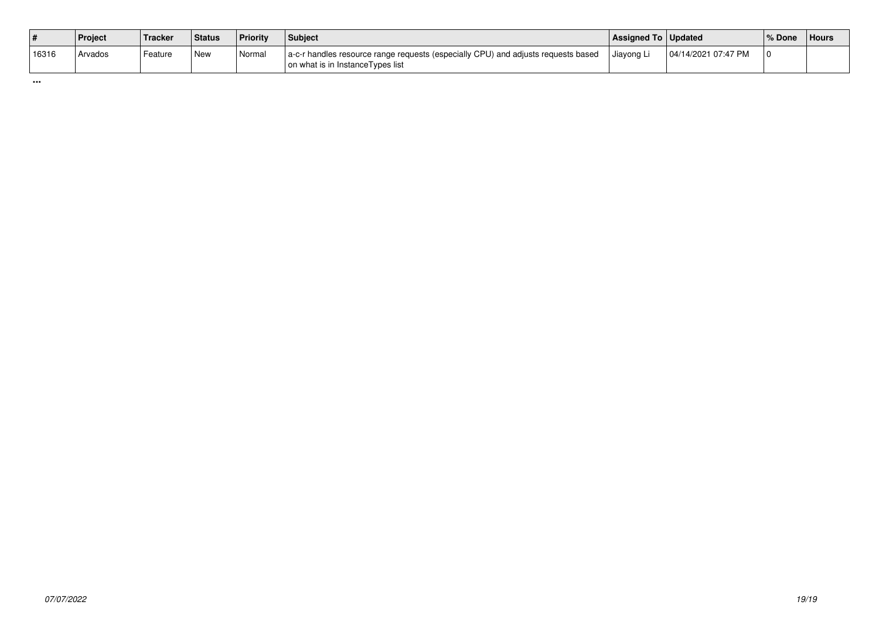| # | Project | Tracker | Status | Priority | Subject | Assigned To | Updated | % Done | Hours |
|---|---|---|---|---|---|---|---|---|---|
| 16316 | Arvados | Feature | New | Normal | a-c-r handles resource range requests (especially CPU) and adjusts requests based on what is in InstanceTypes list | Jiayong Li | 04/14/2021 07:47 PM | 0 | |

...